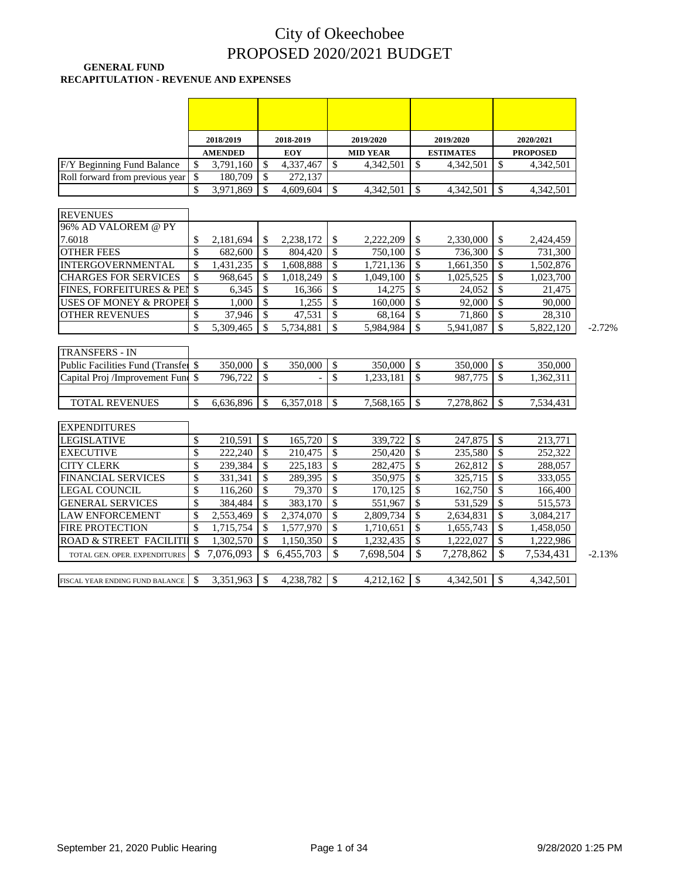# City of Okeechobee
# PROPOSED 2020/2021 BUDGET

**GENERAL FUND**
**RECAPITULATION - REVENUE AND EXPENSES**

| | 2018/2019 AMENDED | 2018-2019 EOY | 2019/2020 MID YEAR | 2019/2020 ESTIMATES | 2020/2021 PROPOSED | |
|---|---|---|---|---|---|---|
| F/Y Beginning Fund Balance | $ 3,791,160 | $ 4,337,467 | $ 4,342,501 | $ 4,342,501 | $ 4,342,501 | |
| Roll forward from previous year | $ 180,709 | $ 272,137 | | | | |
| | $ 3,971,869 | $ 4,609,604 | $ 4,342,501 | $ 4,342,501 | $ 4,342,501 | |
| **REVENUES** | | | | | | |
| 96% AD VALOREM @ PY 7.6018 | $ 2,181,694 | $ 2,238,172 | $ 2,222,209 | $ 2,330,000 | $ 2,424,459 | |
| OTHER FEES | $ 682,600 | $ 804,420 | $ 750,100 | $ 736,300 | $ 731,300 | |
| INTERGOVERNMENTAL | $ 1,431,235 | $ 1,608,888 | $ 1,721,136 | $ 1,661,350 | $ 1,502,876 | |
| CHARGES FOR SERVICES | $ 968,645 | $ 1,018,249 | $ 1,049,100 | $ 1,025,525 | $ 1,023,700 | |
| FINES, FORFEITURES & PEN | $ 6,345 | $ 16,366 | $ 14,275 | $ 24,052 | $ 21,475 | |
| USES OF MONEY & PROPER | $ 1,000 | $ 1,255 | $ 160,000 | $ 92,000 | $ 90,000 | |
| OTHER REVENUES | $ 37,946 | $ 47,531 | $ 68,164 | $ 71,860 | $ 28,310 | |
| | $ 5,309,465 | $ 5,734,881 | $ 5,984,984 | $ 5,941,087 | $ 5,822,120 | -2.72% |
| **TRANSFERS - IN** | | | | | | |
| Public Facilities Fund (Transfer | $ 350,000 | $ 350,000 | $ 350,000 | $ 350,000 | $ 350,000 | |
| Capital Proj /Improvement Fund | $ 796,722 | $ - | $ 1,233,181 | $ 987,775 | $ 1,362,311 | |
| TOTAL REVENUES | $ 6,636,896 | $ 6,357,018 | $ 7,568,165 | $ 7,278,862 | $ 7,534,431 | |
| **EXPENDITURES** | | | | | | |
| LEGISLATIVE | $ 210,591 | $ 165,720 | $ 339,722 | $ 247,875 | $ 213,771 | |
| EXECUTIVE | $ 222,240 | $ 210,475 | $ 250,420 | $ 235,580 | $ 252,322 | |
| CITY CLERK | $ 239,384 | $ 225,183 | $ 282,475 | $ 262,812 | $ 288,057 | |
| FINANCIAL SERVICES | $ 331,341 | $ 289,395 | $ 350,975 | $ 325,715 | $ 333,055 | |
| LEGAL COUNCIL | $ 116,260 | $ 79,370 | $ 170,125 | $ 162,750 | $ 166,400 | |
| GENERAL SERVICES | $ 384,484 | $ 383,170 | $ 551,967 | $ 531,529 | $ 515,573 | |
| LAW ENFORCEMENT | $ 2,553,469 | $ 2,374,070 | $ 2,809,734 | $ 2,634,831 | $ 3,084,217 | |
| FIRE PROTECTION | $ 1,715,754 | $ 1,577,970 | $ 1,710,651 | $ 1,655,743 | $ 1,458,050 | |
| ROAD & STREET FACILITI | $ 1,302,570 | $ 1,150,350 | $ 1,232,435 | $ 1,222,027 | $ 1,222,986 | |
| TOTAL GEN. OPER. EXPENDITURES | $ 7,076,093 | $ 6,455,703 | $ 7,698,504 | $ 7,278,862 | $ 7,534,431 | -2.13% |
| FISCAL YEAR ENDING FUND BALANCE | $ 3,351,963 | $ 4,238,782 | $ 4,212,162 | $ 4,342,501 | $ 4,342,501 | |

September 21, 2020 Public Hearing | 9/28/2020 1:25 PM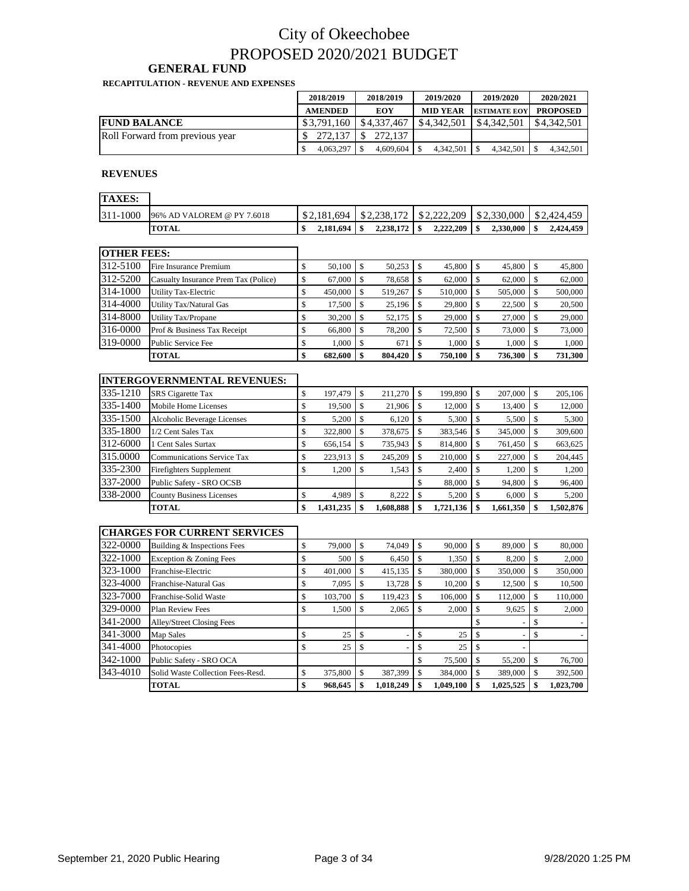# City of Okeechobee
# PROPOSED 2020/2021 BUDGET

## GENERAL FUND

**RECAPITULATION - REVENUE AND EXPENSES**

| | | 2018/2019 AMENDED | 2018/2019 EOY | 2019/2020 MID YEAR | 2019/2020 ESTIMATE EOY | 2020/2021 PROPOSED |
|---|---|---|---|---|---|---|
| **FUND BALANCE** | | $3,791,160 | $4,337,467 | $4,342,501 | $4,342,501 | $4,342,501 |
| Roll Forward from previous year | | $ 272,137 | $ 272,137 | | | |
| | | $ 4,063,297 | $ 4,609,604 | $ 4,342,501 | $ 4,342,501 | $ 4,342,501 |

**REVENUES**

| **TAXES:** | | | | | | |
|---|---|---|---|---|---|---|
| 311-1000 | 96% AD VALOREM @ PY 7.6018 | $2,181,694 | $2,238,172 | $2,222,209 | $2,330,000 | $2,424,459 |
| | **TOTAL** | **$ 2,181,694** | **$ 2,238,172** | **$ 2,222,209** | **$ 2,330,000** | **$ 2,424,459** |

| **OTHER FEES:** | | | | | | |
|---|---|---|---|---|---|---|
| 312-5100 | Fire Insurance Premium | $ 50,100 | $ 50,253 | $ 45,800 | $ 45,800 | $ 45,800 |
| 312-5200 | Casualty Insurance Prem Tax (Police) | $ 67,000 | $ 78,658 | $ 62,000 | $ 62,000 | $ 62,000 |
| 314-1000 | Utility Tax-Electric | $ 450,000 | $ 519,267 | $ 510,000 | $ 505,000 | $ 500,000 |
| 314-4000 | Utility Tax/Natural Gas | $ 17,500 | $ 25,196 | $ 29,800 | $ 22,500 | $ 20,500 |
| 314-8000 | Utility Tax/Propane | $ 30,200 | $ 52,175 | $ 29,000 | $ 27,000 | $ 29,000 |
| 316-0000 | Prof & Business Tax Receipt | $ 66,800 | $ 78,200 | $ 72,500 | $ 73,000 | $ 73,000 |
| 319-0000 | Public Service Fee | $ 1,000 | $ 671 | $ 1,000 | $ 1,000 | $ 1,000 |
| | **TOTAL** | **$ 682,600** | **$ 804,420** | **$ 750,100** | **$ 736,300** | **$ 731,300** |

| **INTERGOVERNMENTAL REVENUES:** | | | | | | |
|---|---|---|---|---|---|---|
| 335-1210 | SRS Cigarette Tax | $ 197,479 | $ 211,270 | $ 199,890 | $ 207,000 | $ 205,106 |
| 335-1400 | Mobile Home Licenses | $ 19,500 | $ 21,906 | $ 12,000 | $ 13,400 | $ 12,000 |
| 335-1500 | Alcoholic Beverage Licenses | $ 5,200 | $ 6,120 | $ 5,300 | $ 5,500 | $ 5,300 |
| 335-1800 | 1/2 Cent Sales Tax | $ 322,800 | $ 378,675 | $ 383,546 | $ 345,000 | $ 309,600 |
| 312-6000 | 1 Cent Sales Surtax | $ 656,154 | $ 735,943 | $ 814,800 | $ 761,450 | $ 663,625 |
| 315.0000 | Communications Service Tax | $ 223,913 | $ 245,209 | $ 210,000 | $ 227,000 | $ 204,445 |
| 335-2300 | Firefighters Supplement | $ 1,200 | $ 1,543 | $ 2,400 | $ 1,200 | $ 1,200 |
| 337-2000 | Public Safety - SRO OCSB | | | $ 88,000 | $ 94,800 | $ 96,400 |
| 338-2000 | County Business Licenses | $ 4,989 | $ 8,222 | $ 5,200 | $ 6,000 | $ 5,200 |
| | **TOTAL** | **$ 1,431,235** | **$ 1,608,888** | **$ 1,721,136** | **$ 1,661,350** | **$ 1,502,876** |

| **CHARGES FOR CURRENT SERVICES** | | | | | | |
|---|---|---|---|---|---|---|
| 322-0000 | Building & Inspections Fees | $ 79,000 | $ 74,049 | $ 90,000 | $ 89,000 | $ 80,000 |
| 322-1000 | Exception & Zoning Fees | $ 500 | $ 6,450 | $ 1,350 | $ 8,200 | $ 2,000 |
| 323-1000 | Franchise-Electric | $ 401,000 | $ 415,135 | $ 380,000 | $ 350,000 | $ 350,000 |
| 323-4000 | Franchise-Natural Gas | $ 7,095 | $ 13,728 | $ 10,200 | $ 12,500 | $ 10,500 |
| 323-7000 | Franchise-Solid Waste | $ 103,700 | $ 119,423 | $ 106,000 | $ 112,000 | $ 110,000 |
| 329-0000 | Plan Review Fees | $ 1,500 | $ 2,065 | $ 2,000 | $ 9,625 | $ 2,000 |
| 341-2000 | Alley/Street Closing Fees | | | | $ - | $ - |
| 341-3000 | Map Sales | $ 25 | $ - | $ 25 | $ - | $ - |
| 341-4000 | Photocopies | $ 25 | $ - | $ 25 | $ - | |
| 342-1000 | Public Safety - SRO OCA | | | $ 75,500 | $ 55,200 | $ 76,700 |
| 343-4010 | Solid Waste Collection Fees-Resd. | $ 375,800 | $ 387,399 | $ 384,000 | $ 389,000 | $ 392,500 |
| | **TOTAL** | **$ 968,645** | **$ 1,018,249** | **$ 1,049,100** | **$ 1,025,525** | **$ 1,023,700** |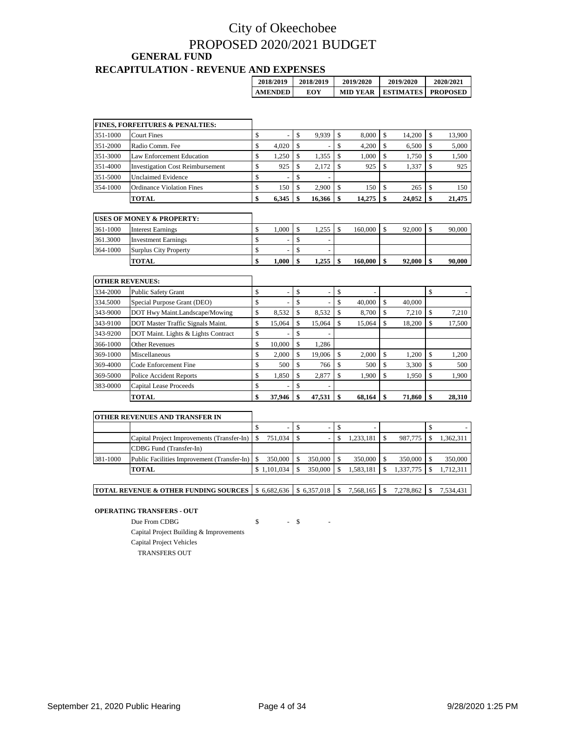# City of Okeechobee
# PROPOSED 2020/2021 BUDGET

## GENERAL FUND

## RECAPITULATION - REVENUE AND EXPENSES

| | | 2018/2019 AMENDED | 2018/2019 EOY | 2019/2020 MID YEAR | 2019/2020 ESTIMATES | 2020/2021 PROPOSED |
|---|---|---|---|---|---|---|
| **FINES, FORFEITURES & PENALTIES:** | | | | | | |
| 351-1000 | Court Fines | $ - | $ 9,939 | $ 8,000 | $ 14,200 | $ 13,900 |
| 351-2000 | Radio Comm. Fee | $ 4,020 | $ - | $ 4,200 | $ 6,500 | $ 5,000 |
| 351-3000 | Law Enforcement Education | $ 1,250 | $ 1,355 | $ 1,000 | $ 1,750 | $ 1,500 |
| 351-4000 | Investigation Cost Reimbursement | $ 925 | $ 2,172 | $ 925 | $ 1,337 | $ 925 |
| 351-5000 | Unclaimed Evidence | $ - | $ - | | | |
| 354-1000 | Ordinance Violation Fines | $ 150 | $ 2,900 | $ 150 | $ 265 | $ 150 |
| | **TOTAL** | **$ 6,345** | **$ 16,366** | **$ 14,275** | **$ 24,052** | **$ 21,475** |
| **USES OF MONEY & PROPERTY:** | | | | | | |
| 361-1000 | Interest Earnings | $ 1,000 | $ 1,255 | $ 160,000 | $ 92,000 | $ 90,000 |
| 361.3000 | Investment Earnings | $ - | $ - | | | |
| 364-1000 | Surplus City Property | $ - | $ - | | | |
| | **TOTAL** | **$ 1,000** | **$ 1,255** | **$ 160,000** | **$ 92,000** | **$ 90,000** |
| **OTHER REVENUES:** | | | | | | |
| 334-2000 | Public Safety Grant | $ - | $ - | $ - | | $ - |
| 334.5000 | Special Purpose Grant (DEO) | $ - | $ - | $ 40,000 | $ 40,000 | |
| 343-9000 | DOT Hwy Maint.Landscape/Mowing | $ 8,532 | $ 8,532 | $ 8,700 | $ 7,210 | $ 7,210 |
| 343-9100 | DOT Master Traffic Signals Maint. | $ 15,064 | $ 15,064 | $ 15,064 | $ 18,200 | $ 17,500 |
| 343-9200 | DOT Maint. Lights & Lights Contract | $ - | $ - | | | |
| 366-1000 | Other Revenues | $ 10,000 | $ 1,286 | | | |
| 369-1000 | Miscellaneous | $ 2,000 | $ 19,006 | $ 2,000 | $ 1,200 | $ 1,200 |
| 369-4000 | Code Enforcement Fine | $ 500 | $ 766 | $ 500 | $ 3,300 | $ 500 |
| 369-5000 | Police Accident Reports | $ 1,850 | $ 2,877 | $ 1,900 | $ 1,950 | $ 1,900 |
| 383-0000 | Capital Lease Proceeds | $ - | $ - | | | |
| | **TOTAL** | **$ 37,946** | **$ 47,531** | **$ 68,164** | **$ 71,860** | **$ 28,310** |
| **OTHER REVENUES AND TRANSFER IN** | | | | | | |
| | | $ - | $ - | $ - | | $ - |
| | Capital Project Improvements (Transfer-In) | $ 751,034 | $ - | $ 1,233,181 | $ 987,775 | $ 1,362,311 |
| | CDBG Fund (Transfer-In) | | | | | |
| 381-1000 | Public Facilities Improvement (Transfer-In) | $ 350,000 | $ 350,000 | $ 350,000 | $ 350,000 | $ 350,000 |
| | **TOTAL** | $ 1,101,034 | $ 350,000 | $ 1,583,181 | $ 1,337,775 | $ 1,712,311 |
| **TOTAL REVENUE & OTHER FUNDING SOURCES** | | $ 6,682,636 | $ 6,357,018 | $ 7,568,165 | $ 7,278,862 | $ 7,534,431 |

**OPERATING TRANSFERS - OUT**

| | 2018/2019 AMENDED | 2018/2019 EOY |
|---|---|---|
| Due From CDBG | $ - | $ - |
| Capital Project Building & Improvements | | |
| Capital Project Vehicles | | |
| TRANSFERS OUT | | |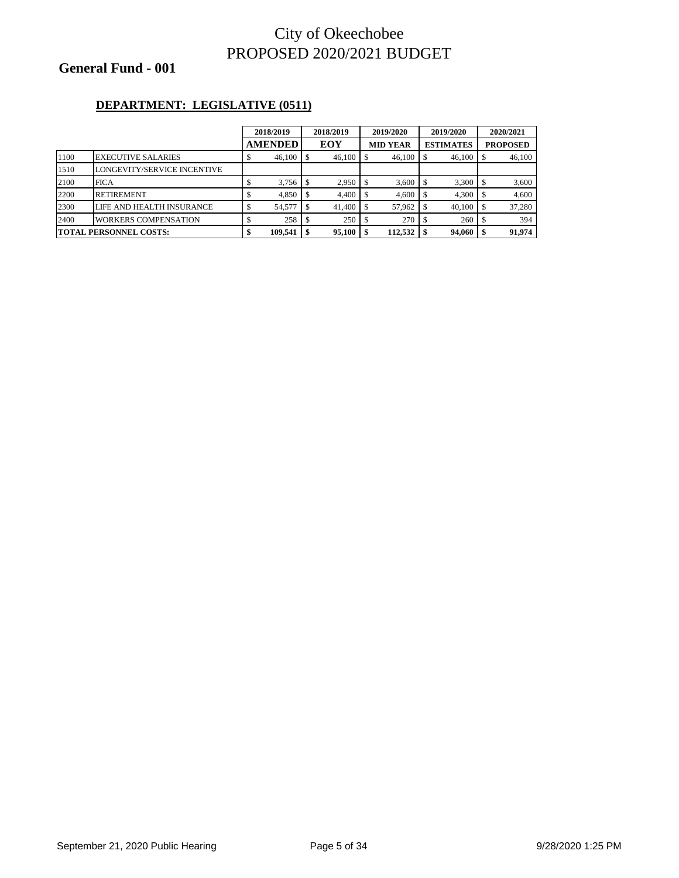# City of Okeechobee
# PROPOSED 2020/2021 BUDGET

## General Fund - 001

### DEPARTMENT: LEGISLATIVE (0511)

| | | 2018/2019 AMENDED | 2018/2019 EOY | 2019/2020 MID YEAR | 2019/2020 ESTIMATES | 2020/2021 PROPOSED |
|---|---|---|---|---|---|---|
| 1100 | EXECUTIVE SALARIES | $ 46,100 | $ 46,100 | $ 46,100 | $ 46,100 | $ 46,100 |
| 1510 | LONGEVITY/SERVICE INCENTIVE | | | | | |
| 2100 | FICA | $ 3,756 | $ 2,950 | $ 3,600 | $ 3,300 | $ 3,600 |
| 2200 | RETIREMENT | $ 4,850 | $ 4,400 | $ 4,600 | $ 4,300 | $ 4,600 |
| 2300 | LIFE AND HEALTH INSURANCE | $ 54,577 | $ 41,400 | $ 57,962 | $ 40,100 | $ 37,280 |
| 2400 | WORKERS COMPENSATION | $ 258 | $ 250 | $ 270 | $ 260 | $ 394 |
| **TOTAL PERSONNEL COSTS:** | | **$ 109,541** | **$ 95,100** | **$ 112,532** | **$ 94,060** | **$ 91,974** |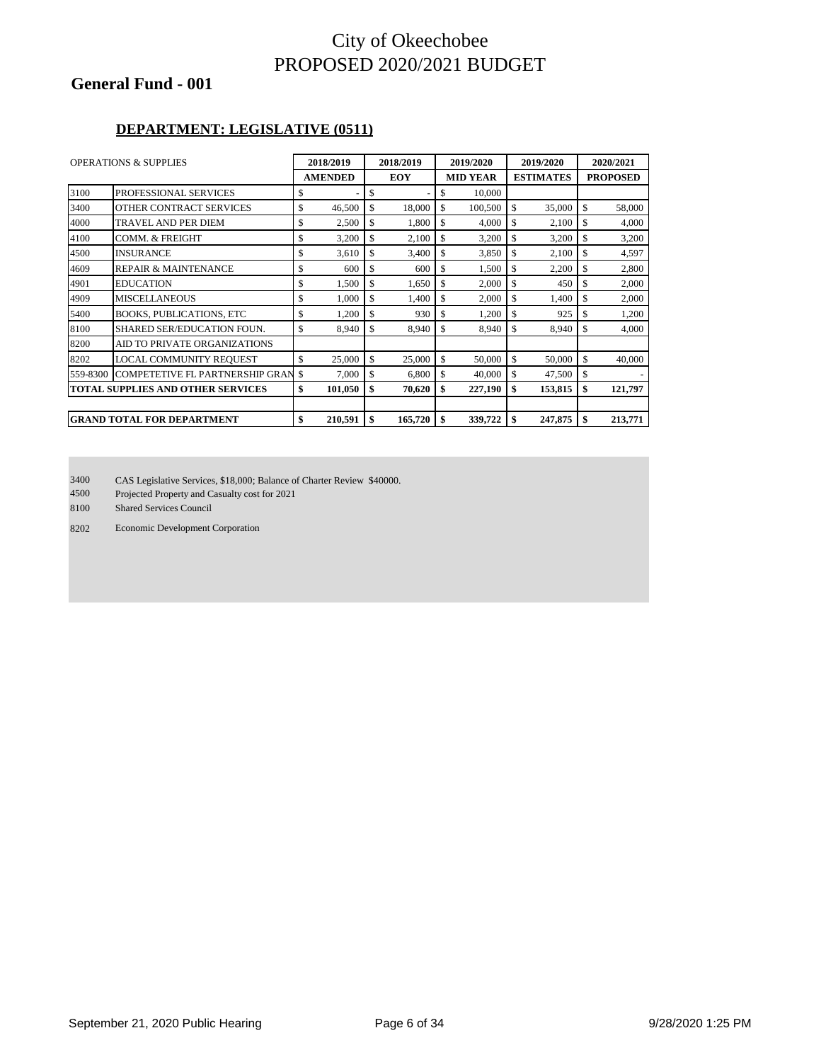# City of Okeechobee
# PROPOSED 2020/2021 BUDGET

## General Fund - 001

### DEPARTMENT: LEGISLATIVE (0511)

| OPERATIONS & SUPPLIES | | 2018/2019 AMENDED | 2018/2019 EOY | 2019/2020 MID YEAR | 2019/2020 ESTIMATES | 2020/2021 PROPOSED |
|---|---|---|---|---|---|---|
| 3100 | PROFESSIONAL SERVICES | $ - | $ - | $ 10,000 | | |
| 3400 | OTHER CONTRACT SERVICES | $ 46,500 | $ 18,000 | $ 100,500 | $ 35,000 | $ 58,000 |
| 4000 | TRAVEL AND PER DIEM | $ 2,500 | $ 1,800 | $ 4,000 | $ 2,100 | $ 4,000 |
| 4100 | COMM. & FREIGHT | $ 3,200 | $ 2,100 | $ 3,200 | $ 3,200 | $ 3,200 |
| 4500 | INSURANCE | $ 3,610 | $ 3,400 | $ 3,850 | $ 2,100 | $ 4,597 |
| 4609 | REPAIR & MAINTENANCE | $ 600 | $ 600 | $ 1,500 | $ 2,200 | $ 2,800 |
| 4901 | EDUCATION | $ 1,500 | $ 1,650 | $ 2,000 | $ 450 | $ 2,000 |
| 4909 | MISCELLANEOUS | $ 1,000 | $ 1,400 | $ 2,000 | $ 1,400 | $ 2,000 |
| 5400 | BOOKS, PUBLICATIONS, ETC | $ 1,200 | $ 930 | $ 1,200 | $ 925 | $ 1,200 |
| 8100 | SHARED SER/EDUCATION FOUN. | $ 8,940 | $ 8,940 | $ 8,940 | $ 8,940 | $ 4,000 |
| 8200 | AID TO PRIVATE ORGANIZATIONS | | | | | |
| 8202 | LOCAL COMMUNITY REQUEST | $ 25,000 | $ 25,000 | $ 50,000 | $ 50,000 | $ 40,000 |
| 559-8300 | COMPETETIVE FL PARTNERSHIP GRAN | $ 7,000 | $ 6,800 | $ 40,000 | $ 47,500 | $ - |
| **TOTAL SUPPLIES AND OTHER SERVICES** | | **$ 101,050** | **$ 70,620** | **$ 227,190** | **$ 153,815** | **$ 121,797** |
| | | | | | | |
| **GRAND TOTAL FOR DEPARTMENT** | | **$ 210,591** | **$ 165,720** | **$ 339,722** | **$ 247,875** | **$ 213,771** |

3400 CAS Legislative Services, $18,000; Balance of Charter Review $40000.
4500 Projected Property and Casualty cost for 2021
8100 Shared Services Council
8202 Economic Development Corporation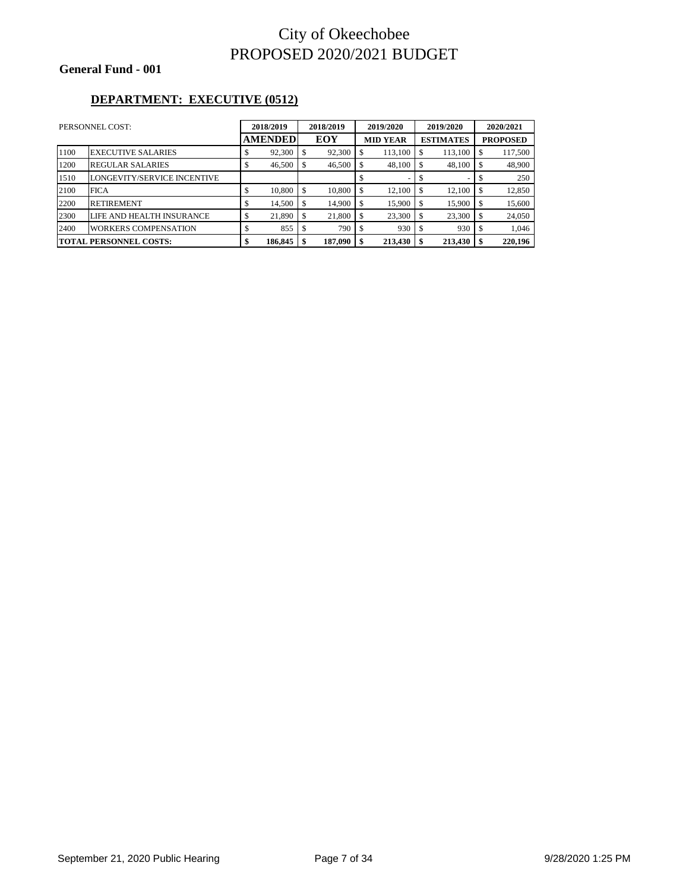# City of Okeechobee
# PROPOSED 2020/2021 BUDGET

**General Fund - 001**

**DEPARTMENT: EXECUTIVE (0512)**

| PERSONNEL COST: | | 2018/2019 | 2018/2019 | 2019/2020 | 2019/2020 | 2020/2021 |
|---|---|---|---|---|---|---|
| | | **AMENDED** | **EOY** | **MID YEAR** | **ESTIMATES** | **PROPOSED** |
| 1100 | EXECUTIVE SALARIES | $ 92,300 | $ 92,300 | $ 113,100 | $ 113,100 | $ 117,500 |
| 1200 | REGULAR SALARIES | $ 46,500 | $ 46,500 | $ 48,100 | $ 48,100 | $ 48,900 |
| 1510 | LONGEVITY/SERVICE INCENTIVE | | | $ - | $ - | $ 250 |
| 2100 | FICA | $ 10,800 | $ 10,800 | $ 12,100 | $ 12,100 | $ 12,850 |
| 2200 | RETIREMENT | $ 14,500 | $ 14,900 | $ 15,900 | $ 15,900 | $ 15,600 |
| 2300 | LIFE AND HEALTH INSURANCE | $ 21,890 | $ 21,800 | $ 23,300 | $ 23,300 | $ 24,050 |
| 2400 | WORKERS COMPENSATION | $ 855 | $ 790 | $ 930 | $ 930 | $ 1,046 |
| **TOTAL PERSONNEL COSTS:** | | **$ 186,845** | **$ 187,090** | **$ 213,430** | **$ 213,430** | **$ 220,196** |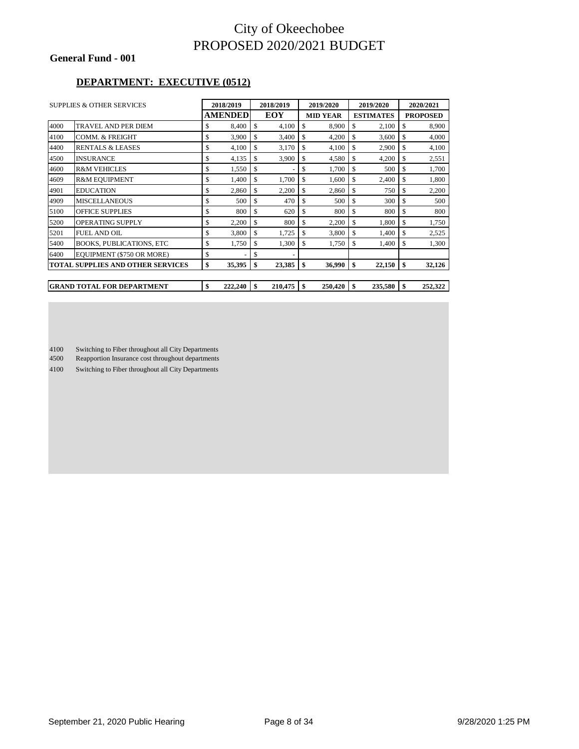# City of Okeechobee
# PROPOSED 2020/2021 BUDGET

**General Fund - 001**

## DEPARTMENT: EXECUTIVE (0512)

| SUPPLIES & OTHER SERVICES | | 2018/2019 AMENDED | 2018/2019 EOY | 2019/2020 MID YEAR | 2019/2020 ESTIMATES | 2020/2021 PROPOSED |
|---|---|---|---|---|---|---|
| 4000 | TRAVEL AND PER DIEM | $ 8,400 | $ 4,100 | $ 8,900 | $ 2,100 | $ 8,900 |
| 4100 | COMM. & FREIGHT | $ 3,900 | $ 3,400 | $ 4,200 | $ 3,600 | $ 4,000 |
| 4400 | RENTALS & LEASES | $ 4,100 | $ 3,170 | $ 4,100 | $ 2,900 | $ 4,100 |
| 4500 | INSURANCE | $ 4,135 | $ 3,900 | $ 4,580 | $ 4,200 | $ 2,551 |
| 4600 | R&M VEHICLES | $ 1,550 | $ - | $ 1,700 | $ 500 | $ 1,700 |
| 4609 | R&M EQUIPMENT | $ 1,400 | $ 1,700 | $ 1,600 | $ 2,400 | $ 1,800 |
| 4901 | EDUCATION | $ 2,860 | $ 2,200 | $ 2,860 | $ 750 | $ 2,200 |
| 4909 | MISCELLANEOUS | $ 500 | $ 470 | $ 500 | $ 300 | $ 500 |
| 5100 | OFFICE SUPPLIES | $ 800 | $ 620 | $ 800 | $ 800 | $ 800 |
| 5200 | OPERATING SUPPLY | $ 2,200 | $ 800 | $ 2,200 | $ 1,800 | $ 1,750 |
| 5201 | FUEL AND OIL | $ 3,800 | $ 1,725 | $ 3,800 | $ 1,400 | $ 2,525 |
| 5400 | BOOKS, PUBLICATIONS, ETC | $ 1,750 | $ 1,300 | $ 1,750 | $ 1,400 | $ 1,300 |
| 6400 | EQUIPMENT ($750 OR MORE) | $ - | $ - | | | |
| **TOTAL SUPPLIES AND OTHER SERVICES** | | **$ 35,395** | **$ 23,385** | **$ 36,990** | **$ 22,150** | **$ 32,126** |
| **GRAND TOTAL FOR DEPARTMENT** | | **$ 222,240** | **$ 210,475** | **$ 250,420** | **$ 235,580** | **$ 252,322** |

4100 Switching to Fiber throughout all City Departments
4500 Reapportion Insurance cost throughout departments
4100 Switching to Fiber throughout all City Departments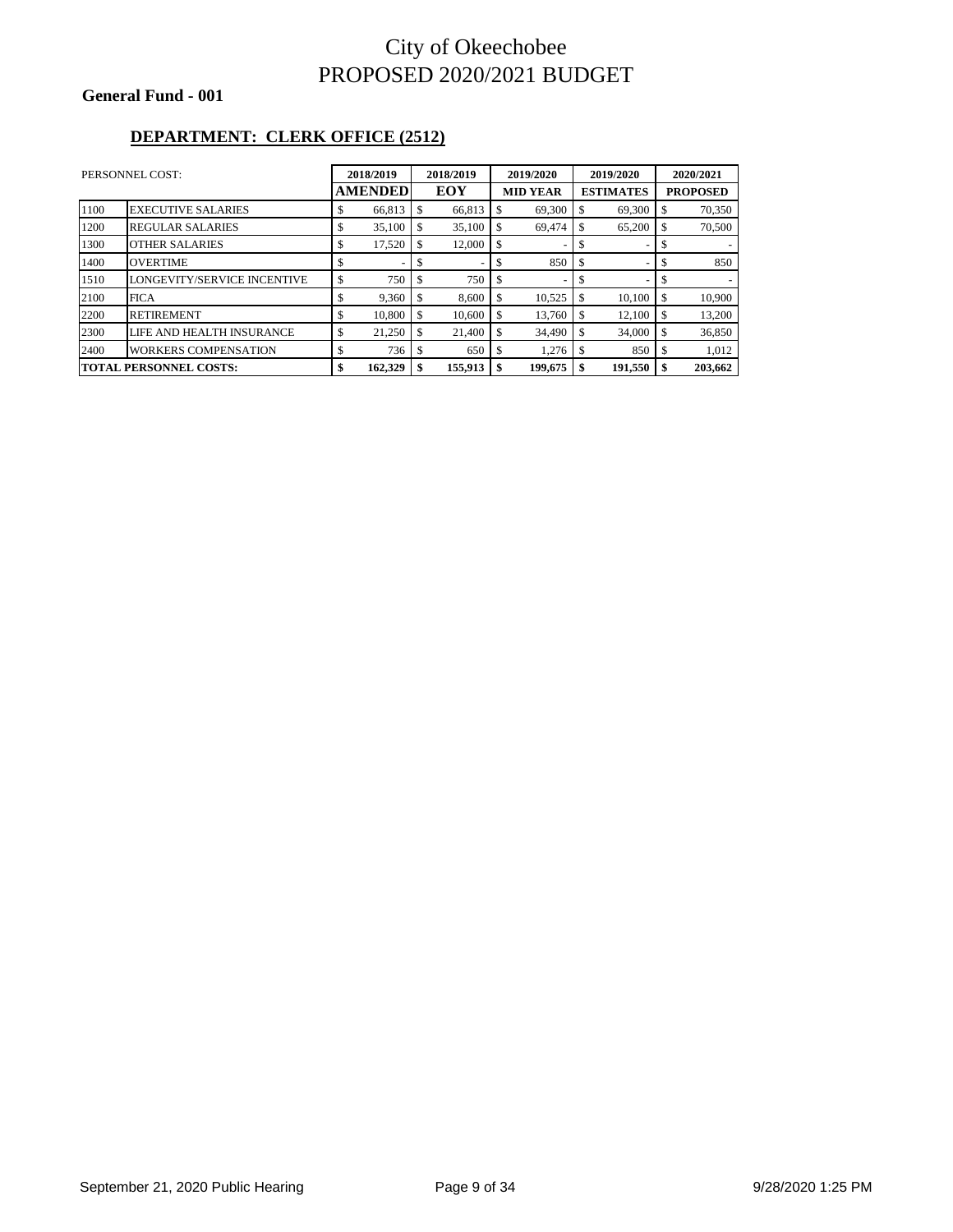# City of Okeechobee
# PROPOSED 2020/2021 BUDGET

**General Fund - 001**

## DEPARTMENT: CLERK OFFICE (2512)

| PERSONNEL COST: | | 2018/2019 AMENDED | 2018/2019 EOY | 2019/2020 MID YEAR | 2019/2020 ESTIMATES | 2020/2021 PROPOSED |
|---|---|---|---|---|---|---|
| 1100 | EXECUTIVE SALARIES | $ 66,813 | $ 66,813 | $ 69,300 | $ 69,300 | $ 70,350 |
| 1200 | REGULAR SALARIES | $ 35,100 | $ 35,100 | $ 69,474 | $ 65,200 | $ 70,500 |
| 1300 | OTHER SALARIES | $ 17,520 | $ 12,000 | $ - | $ - | $ - |
| 1400 | OVERTIME | $ - | $ - | $ 850 | $ - | $ 850 |
| 1510 | LONGEVITY/SERVICE INCENTIVE | $ 750 | $ 750 | $ - | $ - | $ - |
| 2100 | FICA | $ 9,360 | $ 8,600 | $ 10,525 | $ 10,100 | $ 10,900 |
| 2200 | RETIREMENT | $ 10,800 | $ 10,600 | $ 13,760 | $ 12,100 | $ 13,200 |
| 2300 | LIFE AND HEALTH INSURANCE | $ 21,250 | $ 21,400 | $ 34,490 | $ 34,000 | $ 36,850 |
| 2400 | WORKERS COMPENSATION | $ 736 | $ 650 | $ 1,276 | $ 850 | $ 1,012 |
| **TOTAL PERSONNEL COSTS:** | | **$ 162,329** | **$ 155,913** | **$ 199,675** | **$ 191,550** | **$ 203,662** |

September 21, 2020 Public Hearing

9/28/2020 1:25 PM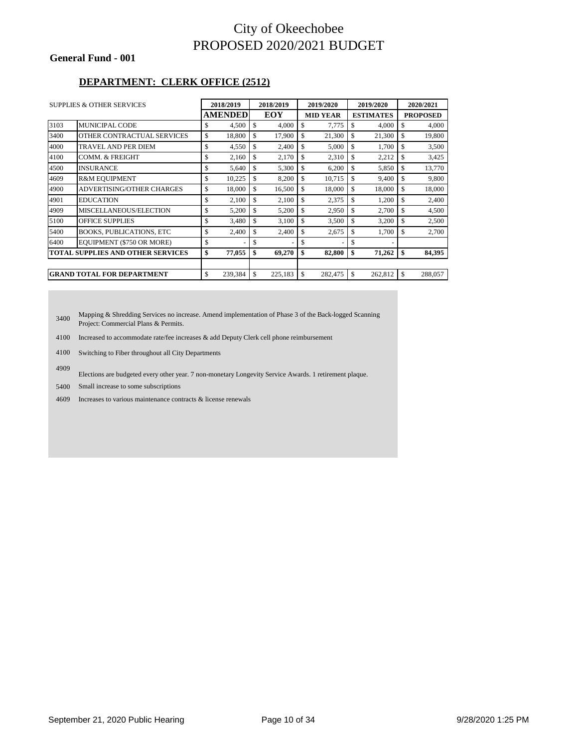# City of Okeechobee
# PROPOSED 2020/2021 BUDGET

**General Fund - 001**

## DEPARTMENT: CLERK OFFICE (2512)

| SUPPLIES & OTHER SERVICES | | 2018/2019 AMENDED | 2018/2019 EOY | 2019/2020 MID YEAR | 2019/2020 ESTIMATES | 2020/2021 PROPOSED |
|---|---|---|---|---|---|---|
| 3103 | MUNICIPAL CODE | $ 4,500 | $ 4,000 | $ 7,775 | $ 4,000 | $ 4,000 |
| 3400 | OTHER CONTRACTUAL SERVICES | $ 18,800 | $ 17,900 | $ 21,300 | $ 21,300 | $ 19,800 |
| 4000 | TRAVEL AND PER DIEM | $ 4,550 | $ 2,400 | $ 5,000 | $ 1,700 | $ 3,500 |
| 4100 | COMM. & FREIGHT | $ 2,160 | $ 2,170 | $ 2,310 | $ 2,212 | $ 3,425 |
| 4500 | INSURANCE | $ 5,640 | $ 5,300 | $ 6,200 | $ 5,850 | $ 13,770 |
| 4609 | R&M EQUIPMENT | $ 10,225 | $ 8,200 | $ 10,715 | $ 9,400 | $ 9,800 |
| 4900 | ADVERTISING/OTHER CHARGES | $ 18,000 | $ 16,500 | $ 18,000 | $ 18,000 | $ 18,000 |
| 4901 | EDUCATION | $ 2,100 | $ 2,100 | $ 2,375 | $ 1,200 | $ 2,400 |
| 4909 | MISCELLANEOUS/ELECTION | $ 5,200 | $ 5,200 | $ 2,950 | $ 2,700 | $ 4,500 |
| 5100 | OFFICE SUPPLIES | $ 3,480 | $ 3,100 | $ 3,500 | $ 3,200 | $ 2,500 |
| 5400 | BOOKS, PUBLICATIONS, ETC | $ 2,400 | $ 2,400 | $ 2,675 | $ 1,700 | $ 2,700 |
| 6400 | EQUIPMENT ($750 OR MORE) | $ - | $ - | $ - | $ - | |
| **TOTAL SUPPLIES AND OTHER SERVICES** | | **$ 77,055** | **$ 69,270** | **$ 82,800** | **$ 71,262** | **$ 84,395** |
| | | | | | | |
| **GRAND TOTAL FOR DEPARTMENT** | | $ 239,384 | $ 225,183 | $ 282,475 | $ 262,812 | $ 288,057 |

3400 Mapping & Shredding Services no increase. Amend implementation of Phase 3 of the Back-logged Scanning Project: Commercial Plans & Permits.

4100 Increased to accommodate rate/fee increases & add Deputy Clerk cell phone reimbursement

4100 Switching to Fiber throughout all City Departments

4909 Elections are budgeted every other year. 7 non-monetary Longevity Service Awards. 1 retirement plaque.

5400 Small increase to some subscriptions

4609 Increases to various maintenance contracts & license renewals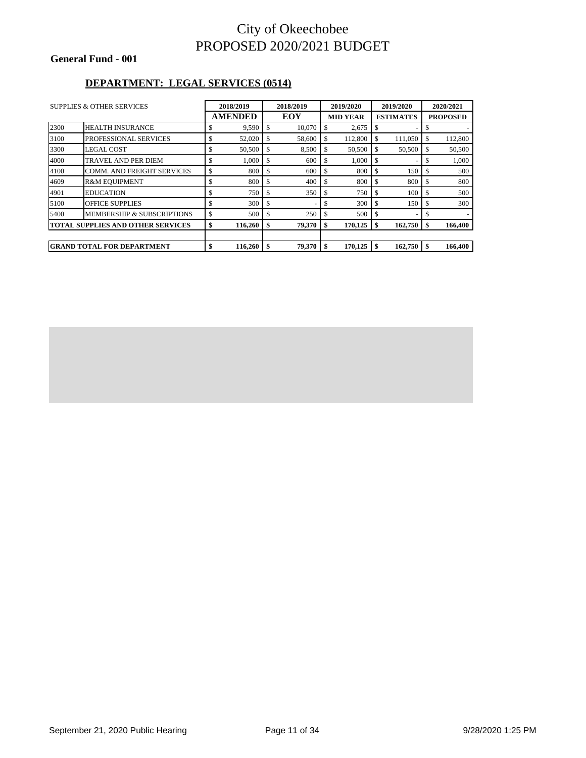# City of Okeechobee
# PROPOSED 2020/2021 BUDGET

**General Fund - 001**

**DEPARTMENT: LEGAL SERVICES (0514)**

| SUPPLIES & OTHER SERVICES | | 2018/2019 | 2018/2019 | 2019/2020 | 2019/2020 | 2020/2021 |
|---|---|---|---|---|---|---|
| | | **AMENDED** | **EOY** | **MID YEAR** | **ESTIMATES** | **PROPOSED** |
| 2300 | HEALTH INSURANCE | $ 9,590 | $ 10,070 | $ 2,675 | $ - | $ - |
| 3100 | PROFESSIONAL SERVICES | $ 52,020 | $ 58,600 | $ 112,800 | $ 111,050 | $ 112,800 |
| 3300 | LEGAL COST | $ 50,500 | $ 8,500 | $ 50,500 | $ 50,500 | $ 50,500 |
| 4000 | TRAVEL AND PER DIEM | $ 1,000 | $ 600 | $ 1,000 | $ - | $ 1,000 |
| 4100 | COMM. AND FREIGHT SERVICES | $ 800 | $ 600 | $ 800 | $ 150 | $ 500 |
| 4609 | R&M EQUIPMENT | $ 800 | $ 400 | $ 800 | $ 800 | $ 800 |
| 4901 | EDUCATION | $ 750 | $ 350 | $ 750 | $ 100 | $ 500 |
| 5100 | OFFICE SUPPLIES | $ 300 | $ - | $ 300 | $ 150 | $ 300 |
| 5400 | MEMBERSHIP & SUBSCRIPTIONS | $ 500 | $ 250 | $ 500 | $ - | $ - |
| **TOTAL SUPPLIES AND OTHER SERVICES** | | **$ 116,260** | **$ 79,370** | **$ 170,125** | **$ 162,750** | **$ 166,400** |
| | | | | | | |
| **GRAND TOTAL FOR DEPARTMENT** | | **$ 116,260** | **$ 79,370** | **$ 170,125** | **$ 162,750** | **$ 166,400** |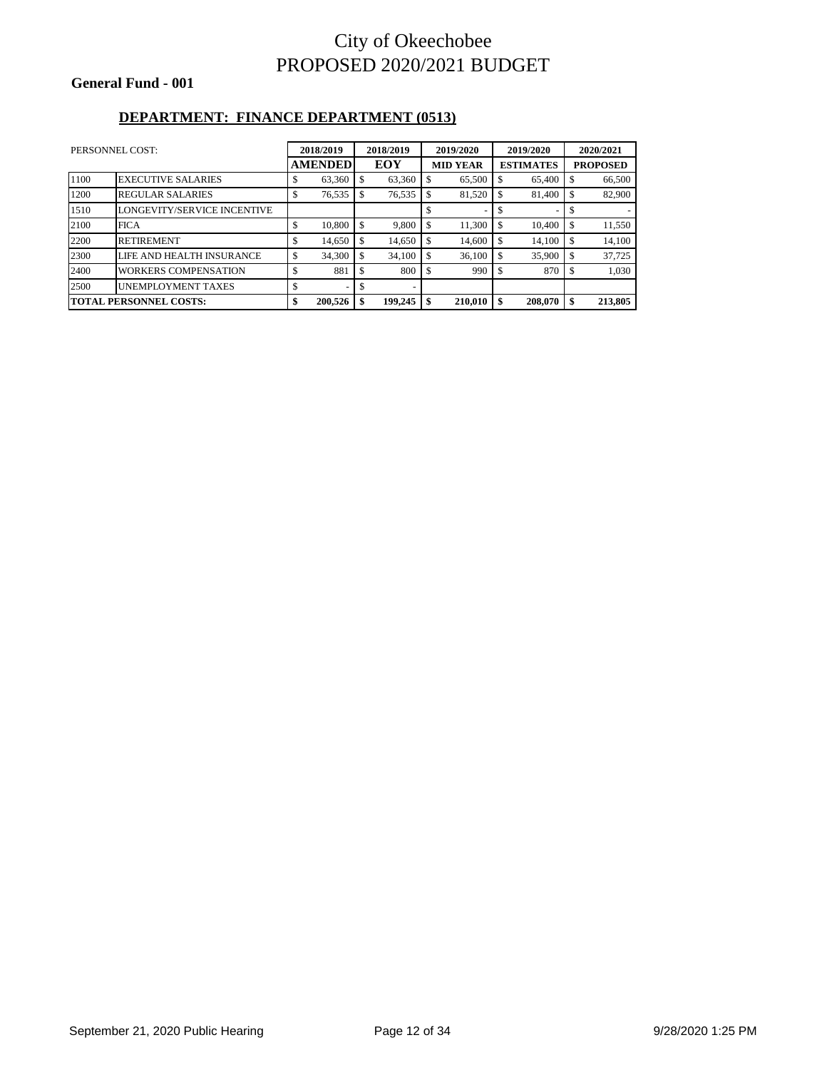# City of Okeechobee
# PROPOSED 2020/2021 BUDGET

**General Fund - 001**

## DEPARTMENT: FINANCE DEPARTMENT (0513)

| PERSONNEL COST: | | 2018/2019 | 2018/2019 | 2019/2020 | 2019/2020 | 2020/2021 |
|---|---|---|---|---|---|---|
| | | AMENDED | EOY | MID YEAR | ESTIMATES | PROPOSED |
| 1100 | EXECUTIVE SALARIES | $ 63,360 | $ 63,360 | $ 65,500 | $ 65,400 | $ 66,500 |
| 1200 | REGULAR SALARIES | $ 76,535 | $ 76,535 | $ 81,520 | $ 81,400 | $ 82,900 |
| 1510 | LONGEVITY/SERVICE INCENTIVE | | | $ - | $ - | $ - |
| 2100 | FICA | $ 10,800 | $ 9,800 | $ 11,300 | $ 10,400 | $ 11,550 |
| 2200 | RETIREMENT | $ 14,650 | $ 14,650 | $ 14,600 | $ 14,100 | $ 14,100 |
| 2300 | LIFE AND HEALTH INSURANCE | $ 34,300 | $ 34,100 | $ 36,100 | $ 35,900 | $ 37,725 |
| 2400 | WORKERS COMPENSATION | $ 881 | $ 800 | $ 990 | $ 870 | $ 1,030 |
| 2500 | UNEMPLOYMENT TAXES | $ - | $ - | | | |
| **TOTAL PERSONNEL COSTS:** | | **$ 200,526** | **$ 199,245** | **$ 210,010** | **$ 208,070** | **$ 213,805** |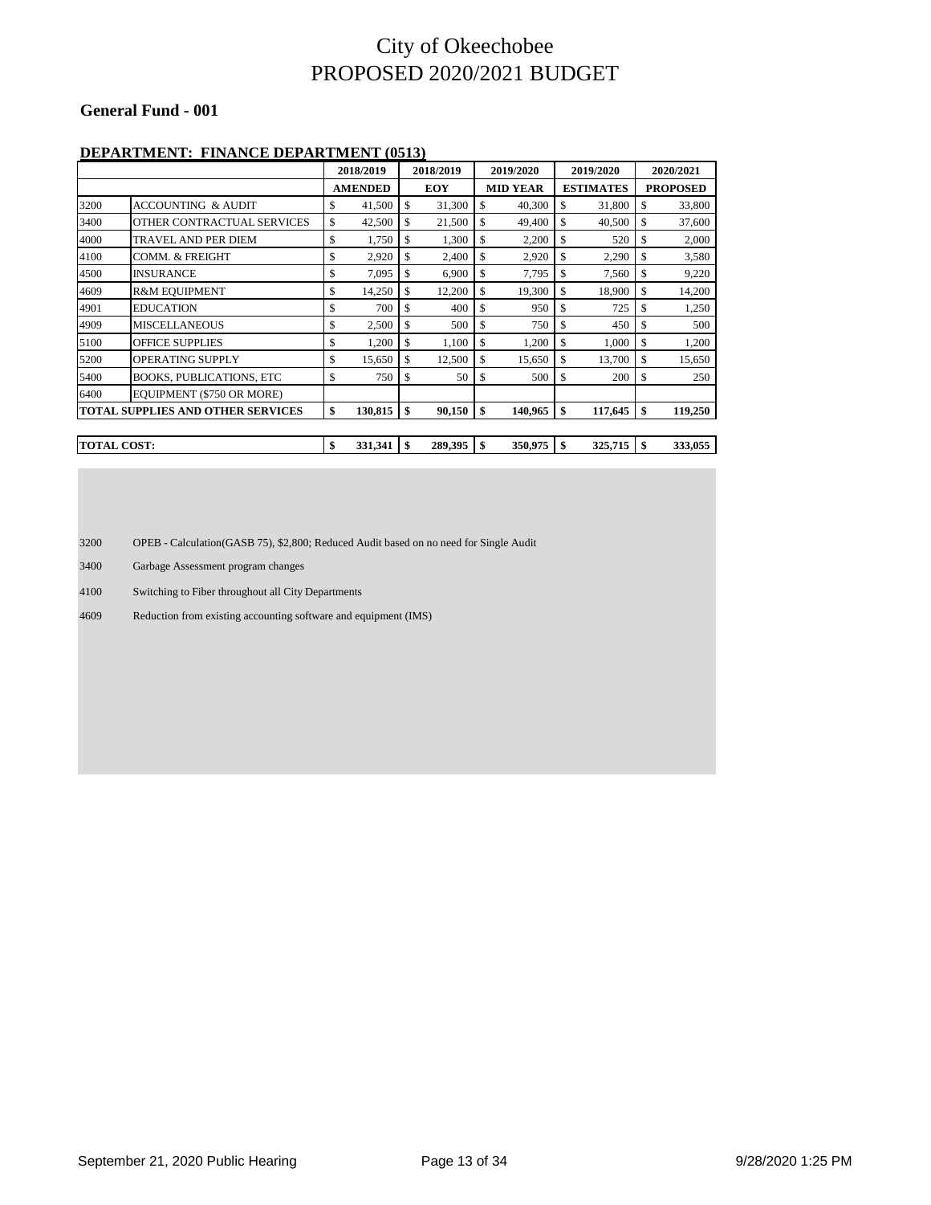# City of Okeechobee
# PROPOSED 2020/2021 BUDGET

**General Fund - 001**

**DEPARTMENT: FINANCE DEPARTMENT (0513)**

| | | 2018/2019 AMENDED | 2018/2019 EOY | 2019/2020 MID YEAR | 2019/2020 ESTIMATES | 2020/2021 PROPOSED |
|---|---|---|---|---|---|---|
| 3200 | ACCOUNTING & AUDIT | $ 41,500 | $ 31,300 | $ 40,300 | $ 31,800 | $ 33,800 |
| 3400 | OTHER CONTRACTUAL SERVICES | $ 42,500 | $ 21,500 | $ 49,400 | $ 40,500 | $ 37,600 |
| 4000 | TRAVEL AND PER DIEM | $ 1,750 | $ 1,300 | $ 2,200 | $ 520 | $ 2,000 |
| 4100 | COMM. & FREIGHT | $ 2,920 | $ 2,400 | $ 2,920 | $ 2,290 | $ 3,580 |
| 4500 | INSURANCE | $ 7,095 | $ 6,900 | $ 7,795 | $ 7,560 | $ 9,220 |
| 4609 | R&M EQUIPMENT | $ 14,250 | $ 12,200 | $ 19,300 | $ 18,900 | $ 14,200 |
| 4901 | EDUCATION | $ 700 | $ 400 | $ 950 | $ 725 | $ 1,250 |
| 4909 | MISCELLANEOUS | $ 2,500 | $ 500 | $ 750 | $ 450 | $ 500 |
| 5100 | OFFICE SUPPLIES | $ 1,200 | $ 1,100 | $ 1,200 | $ 1,000 | $ 1,200 |
| 5200 | OPERATING SUPPLY | $ 15,650 | $ 12,500 | $ 15,650 | $ 13,700 | $ 15,650 |
| 5400 | BOOKS, PUBLICATIONS, ETC | $ 750 | $ 50 | $ 500 | $ 200 | $ 250 |
| 6400 | EQUIPMENT ($750 OR MORE) | | | | | |
| **TOTAL SUPPLIES AND OTHER SERVICES** | | **$ 130,815** | **$ 90,150** | **$ 140,965** | **$ 117,645** | **$ 119,250** |
| **TOTAL COST:** | | **$ 331,341** | **$ 289,395** | **$ 350,975** | **$ 325,715** | **$ 333,055** |

3200 OPEB - Calculation(GASB 75), $2,800; Reduced Audit based on no need for Single Audit

3400 Garbage Assessment program changes

4100 Switching to Fiber throughout all City Departments

4609 Reduction from existing accounting software and equipment (IMS)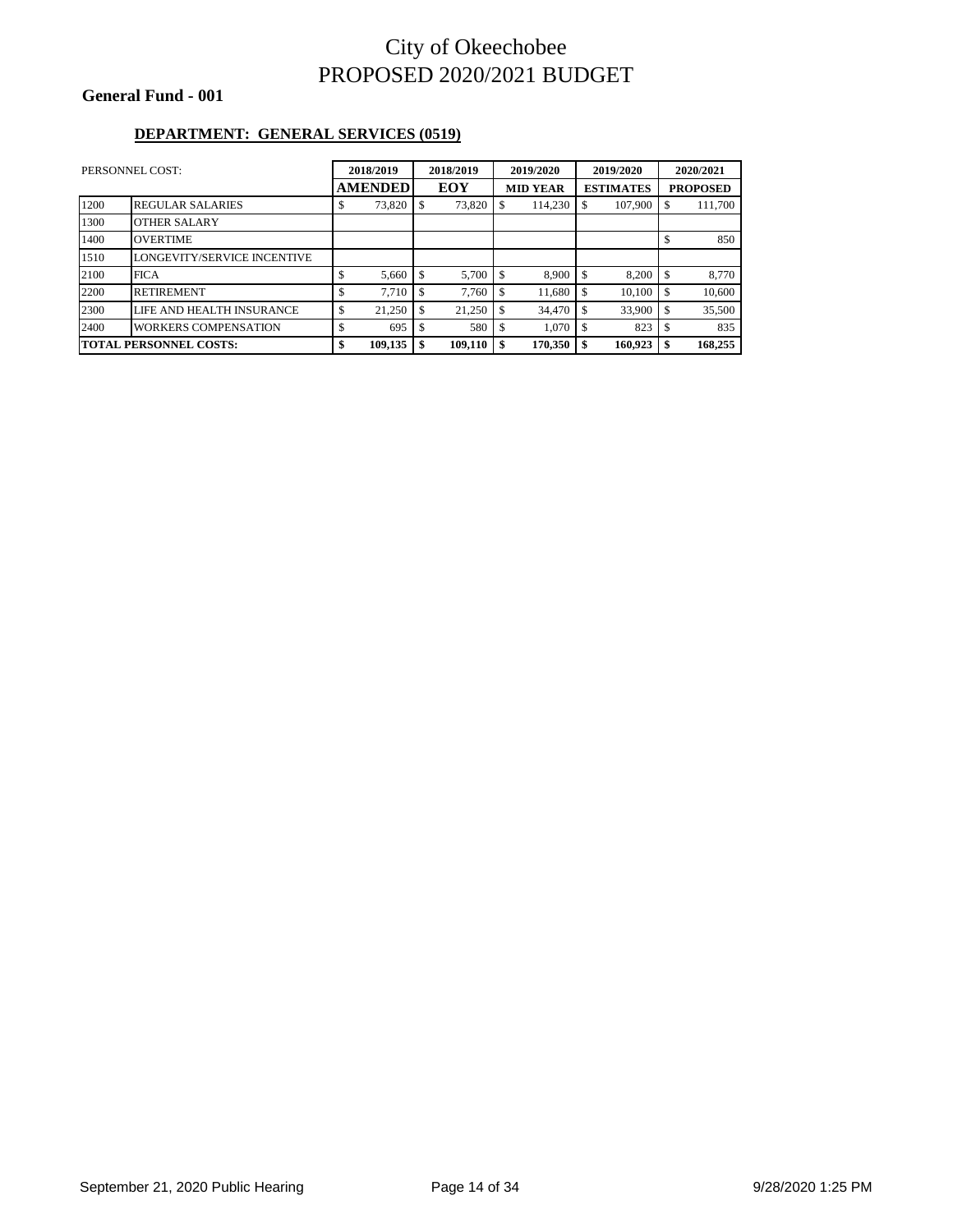# City of Okeechobee
# PROPOSED 2020/2021 BUDGET

**General Fund - 001**

**DEPARTMENT: GENERAL SERVICES (0519)**

| PERSONNEL COST: | | 2018/2019 | 2018/2019 | 2019/2020 | 2019/2020 | 2020/2021 |
|---|---|---|---|---|---|---|
| | | **AMENDED** | **EOY** | **MID YEAR** | **ESTIMATES** | **PROPOSED** |
| 1200 | REGULAR SALARIES | $ 73,820 | $ 73,820 | $ 114,230 | $ 107,900 | $ 111,700 |
| 1300 | OTHER SALARY | | | | | |
| 1400 | OVERTIME | | | | | $ 850 |
| 1510 | LONGEVITY/SERVICE INCENTIVE | | | | | |
| 2100 | FICA | $ 5,660 | $ 5,700 | $ 8,900 | $ 8,200 | $ 8,770 |
| 2200 | RETIREMENT | $ 7,710 | $ 7,760 | $ 11,680 | $ 10,100 | $ 10,600 |
| 2300 | LIFE AND HEALTH INSURANCE | $ 21,250 | $ 21,250 | $ 34,470 | $ 33,900 | $ 35,500 |
| 2400 | WORKERS COMPENSATION | $ 695 | $ 580 | $ 1,070 | $ 823 | $ 835 |
| **TOTAL PERSONNEL COSTS:** | | **$ 109,135** | **$ 109,110** | **$ 170,350** | **$ 160,923** | **$ 168,255** |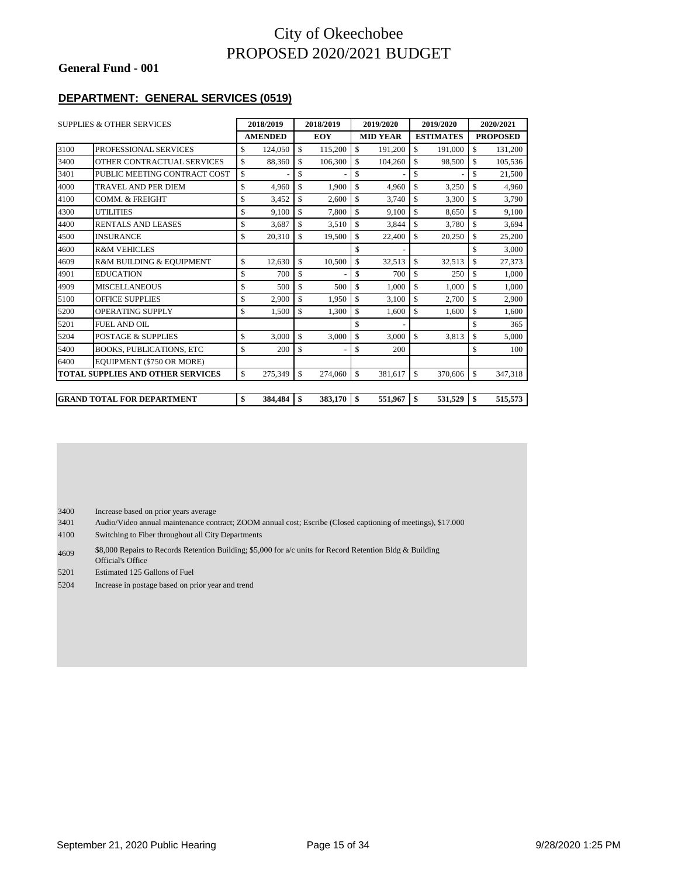# City of Okeechobee
# PROPOSED 2020/2021 BUDGET

**General Fund - 001**

**DEPARTMENT: GENERAL SERVICES (0519)**

| SUPPLIES & OTHER SERVICES | | 2018/2019 AMENDED | 2018/2019 EOY | 2019/2020 MID YEAR | 2019/2020 ESTIMATES | 2020/2021 PROPOSED |
|---|---|---|---|---|---|---|
| 3100 | PROFESSIONAL SERVICES | $ 124,050 | $ 115,200 | $ 191,200 | $ 191,000 | $ 131,200 |
| 3400 | OTHER CONTRACTUAL SERVICES | $ 88,360 | $ 106,300 | $ 104,260 | $ 98,500 | $ 105,536 |
| 3401 | PUBLIC MEETING CONTRACT COST | $ - | $ - | $ - | $ - | $ 21,500 |
| 4000 | TRAVEL AND PER DIEM | $ 4,960 | $ 1,900 | $ 4,960 | $ 3,250 | $ 4,960 |
| 4100 | COMM. & FREIGHT | $ 3,452 | $ 2,600 | $ 3,740 | $ 3,300 | $ 3,790 |
| 4300 | UTILITIES | $ 9,100 | $ 7,800 | $ 9,100 | $ 8,650 | $ 9,100 |
| 4400 | RENTALS AND LEASES | $ 3,687 | $ 3,510 | $ 3,844 | $ 3,780 | $ 3,694 |
| 4500 | INSURANCE | $ 20,310 | $ 19,500 | $ 22,400 | $ 20,250 | $ 25,200 |
| 4600 | R&M VEHICLES | | | $ - | | $ 3,000 |
| 4609 | R&M BUILDING & EQUIPMENT | $ 12,630 | $ 10,500 | $ 32,513 | $ 32,513 | $ 27,373 |
| 4901 | EDUCATION | $ 700 | $ - | $ 700 | $ 250 | $ 1,000 |
| 4909 | MISCELLANEOUS | $ 500 | $ 500 | $ 1,000 | $ 1,000 | $ 1,000 |
| 5100 | OFFICE SUPPLIES | $ 2,900 | $ 1,950 | $ 3,100 | $ 2,700 | $ 2,900 |
| 5200 | OPERATING SUPPLY | $ 1,500 | $ 1,300 | $ 1,600 | $ 1,600 | $ 1,600 |
| 5201 | FUEL AND OIL | | | $ - | | $ 365 |
| 5204 | POSTAGE & SUPPLIES | $ 3,000 | $ 3,000 | $ 3,000 | $ 3,813 | $ 5,000 |
| 5400 | BOOKS, PUBLICATIONS, ETC | $ 200 | $ - | $ 200 | | $ 100 |
| 6400 | EQUIPMENT ($750 OR MORE) | | | | | |
| **TOTAL SUPPLIES AND OTHER SERVICES** | | $ 275,349 | $ 274,060 | $ 381,617 | $ 370,606 | $ 347,318 |
| | | | | | | |
| **GRAND TOTAL FOR DEPARTMENT** | | **$ 384,484** | **$ 383,170** | **$ 551,967** | **$ 531,529** | **$ 515,573** |

3400 Increase based on prior years average

3401 Audio/Video annual maintenance contract; ZOOM annual cost; Escribe (Closed captioning of meetings), $17.000

4100 Switching to Fiber throughout all City Departments

4609 $8,000 Repairs to Records Retention Building; $5,000 for a/c units for Record Retention Bldg & Building Official's Office

5201 Estimated 125 Gallons of Fuel

5204 Increase in postage based on prior year and trend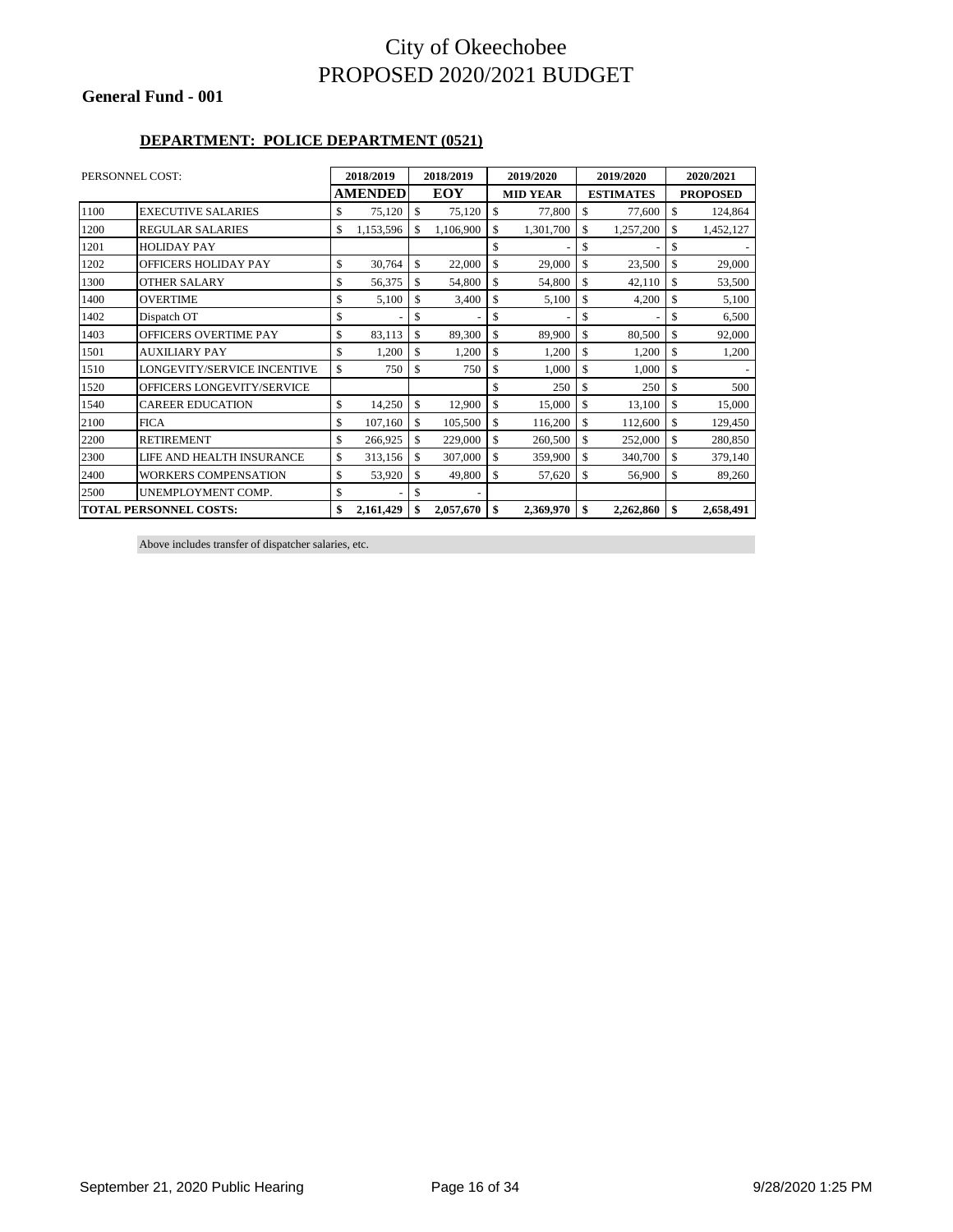# City of Okeechobee
# PROPOSED 2020/2021 BUDGET

**General Fund - 001**

**DEPARTMENT: POLICE DEPARTMENT (0521)**

| PERSONNEL COST: | | 2018/2019 | 2018/2019 | 2019/2020 | 2019/2020 | 2020/2021 |
|---|---|---|---|---|---|---|
| | | **AMENDED** | **EOY** | **MID YEAR** | **ESTIMATES** | **PROPOSED** |
| 1100 | EXECUTIVE SALARIES | $ 75,120 | $ 75,120 | $ 77,800 | $ 77,600 | $ 124,864 |
| 1200 | REGULAR SALARIES | $ 1,153,596 | $ 1,106,900 | $ 1,301,700 | $ 1,257,200 | $ 1,452,127 |
| 1201 | HOLIDAY PAY | | | $ - | $ - | $ - |
| 1202 | OFFICERS HOLIDAY PAY | $ 30,764 | $ 22,000 | $ 29,000 | $ 23,500 | $ 29,000 |
| 1300 | OTHER SALARY | $ 56,375 | $ 54,800 | $ 54,800 | $ 42,110 | $ 53,500 |
| 1400 | OVERTIME | $ 5,100 | $ 3,400 | $ 5,100 | $ 4,200 | $ 5,100 |
| 1402 | Dispatch OT | $ - | $ - | $ - | $ - | $ 6,500 |
| 1403 | OFFICERS OVERTIME PAY | $ 83,113 | $ 89,300 | $ 89,900 | $ 80,500 | $ 92,000 |
| 1501 | AUXILIARY PAY | $ 1,200 | $ 1,200 | $ 1,200 | $ 1,200 | $ 1,200 |
| 1510 | LONGEVITY/SERVICE INCENTIVE | $ 750 | $ 750 | $ 1,000 | $ 1,000 | $ - |
| 1520 | OFFICERS LONGEVITY/SERVICE | | | $ 250 | $ 250 | $ 500 |
| 1540 | CAREER EDUCATION | $ 14,250 | $ 12,900 | $ 15,000 | $ 13,100 | $ 15,000 |
| 2100 | FICA | $ 107,160 | $ 105,500 | $ 116,200 | $ 112,600 | $ 129,450 |
| 2200 | RETIREMENT | $ 266,925 | $ 229,000 | $ 260,500 | $ 252,000 | $ 280,850 |
| 2300 | LIFE AND HEALTH INSURANCE | $ 313,156 | $ 307,000 | $ 359,900 | $ 340,700 | $ 379,140 |
| 2400 | WORKERS COMPENSATION | $ 53,920 | $ 49,800 | $ 57,620 | $ 56,900 | $ 89,260 |
| 2500 | UNEMPLOYMENT COMP. | $ - | $ - | | | |
| **TOTAL PERSONNEL COSTS:** | | **$ 2,161,429** | **$ 2,057,670** | **$ 2,369,970** | **$ 2,262,860** | **$ 2,658,491** |

Above includes transfer of dispatcher salaries, etc.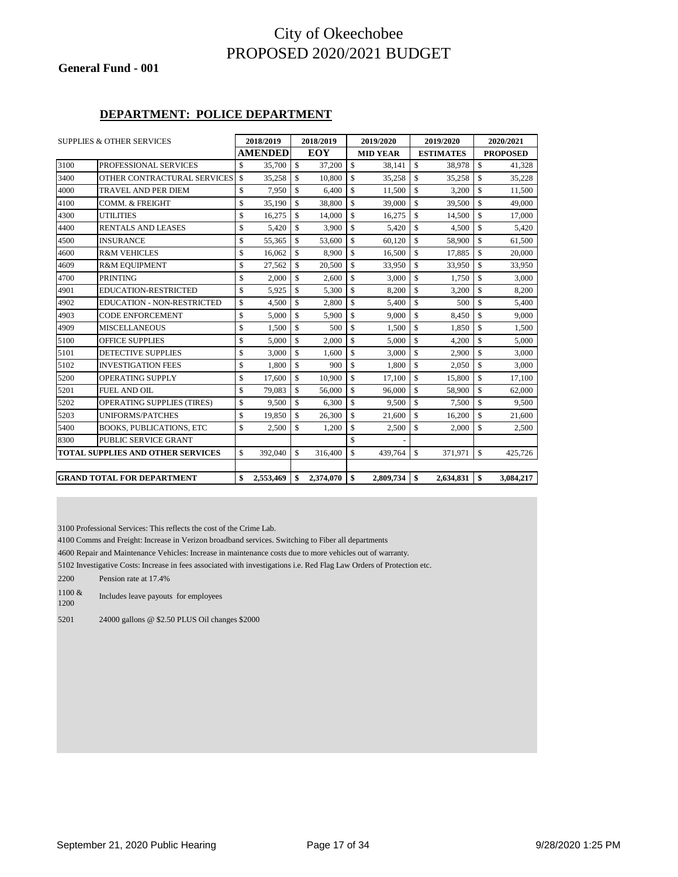# City of Okeechobee
# PROPOSED 2020/2021 BUDGET

**General Fund - 001**

## DEPARTMENT: POLICE DEPARTMENT

| SUPPLIES & OTHER SERVICES | | 2018/2019 AMENDED | 2018/2019 EOY | 2019/2020 MID YEAR | 2019/2020 ESTIMATES | 2020/2021 PROPOSED |
|---|---|---|---|---|---|---|
| 3100 | PROFESSIONAL SERVICES | $ 35,700 | $ 37,200 | $ 38,141 | $ 38,978 | $ 41,328 |
| 3400 | OTHER CONTRACTURAL SERVICES | $ 35,258 | $ 10,800 | $ 35,258 | $ 35,258 | $ 35,228 |
| 4000 | TRAVEL AND PER DIEM | $ 7,950 | $ 6,400 | $ 11,500 | $ 3,200 | $ 11,500 |
| 4100 | COMM. & FREIGHT | $ 35,190 | $ 38,800 | $ 39,000 | $ 39,500 | $ 49,000 |
| 4300 | UTILITIES | $ 16,275 | $ 14,000 | $ 16,275 | $ 14,500 | $ 17,000 |
| 4400 | RENTALS AND LEASES | $ 5,420 | $ 3,900 | $ 5,420 | $ 4,500 | $ 5,420 |
| 4500 | INSURANCE | $ 55,365 | $ 53,600 | $ 60,120 | $ 58,900 | $ 61,500 |
| 4600 | R&M VEHICLES | $ 16,062 | $ 8,900 | $ 16,500 | $ 17,885 | $ 20,000 |
| 4609 | R&M EQUIPMENT | $ 27,562 | $ 20,500 | $ 33,950 | $ 33,950 | $ 33,950 |
| 4700 | PRINTING | $ 2,000 | $ 2,600 | $ 3,000 | $ 1,750 | $ 3,000 |
| 4901 | EDUCATION-RESTRICTED | $ 5,925 | $ 5,300 | $ 8,200 | $ 3,200 | $ 8,200 |
| 4902 | EDUCATION - NON-RESTRICTED | $ 4,500 | $ 2,800 | $ 5,400 | $ 500 | $ 5,400 |
| 4903 | CODE ENFORCEMENT | $ 5,000 | $ 5,900 | $ 9,000 | $ 8,450 | $ 9,000 |
| 4909 | MISCELLANEOUS | $ 1,500 | $ 500 | $ 1,500 | $ 1,850 | $ 1,500 |
| 5100 | OFFICE SUPPLIES | $ 5,000 | $ 2,000 | $ 5,000 | $ 4,200 | $ 5,000 |
| 5101 | DETECTIVE SUPPLIES | $ 3,000 | $ 1,600 | $ 3,000 | $ 2,900 | $ 3,000 |
| 5102 | INVESTIGATION FEES | $ 1,800 | $ 900 | $ 1,800 | $ 2,050 | $ 3,000 |
| 5200 | OPERATING SUPPLY | $ 17,600 | $ 10,900 | $ 17,100 | $ 15,800 | $ 17,100 |
| 5201 | FUEL AND OIL | $ 79,083 | $ 56,000 | $ 96,000 | $ 58,900 | $ 62,000 |
| 5202 | OPERATING SUPPLIES (TIRES) | $ 9,500 | $ 6,300 | $ 9,500 | $ 7,500 | $ 9,500 |
| 5203 | UNIFORMS/PATCHES | $ 19,850 | $ 26,300 | $ 21,600 | $ 16,200 | $ 21,600 |
| 5400 | BOOKS, PUBLICATIONS, ETC | $ 2,500 | $ 1,200 | $ 2,500 | $ 2,000 | $ 2,500 |
| 8300 | PUBLIC SERVICE GRANT | | | $ - | | |
| **TOTAL SUPPLIES AND OTHER SERVICES** | | $ 392,040 | $ 316,400 | $ 439,764 | $ 371,971 | $ 425,726 |
| | | | | | | |
| **GRAND TOTAL FOR DEPARTMENT** | | **$ 2,553,469** | **$ 2,374,070** | **$ 2,809,734** | **$ 2,634,831** | **$ 3,084,217** |

3100 Professional Services: This reflects the cost of the Crime Lab.

4100 Comms and Freight: Increase in Verizon broadband services. Switching to Fiber all departments

4600 Repair and Maintenance Vehicles: Increase in maintenance costs due to more vehicles out of warranty.

5102 Investigative Costs: Increase in fees associated with investigations i.e. Red Flag Law Orders of Protection etc.

2200 Pension rate at 17.4%

1100 & 1200 Includes leave payouts for employees

5201 24000 gallons @ $2.50 PLUS Oil changes $2000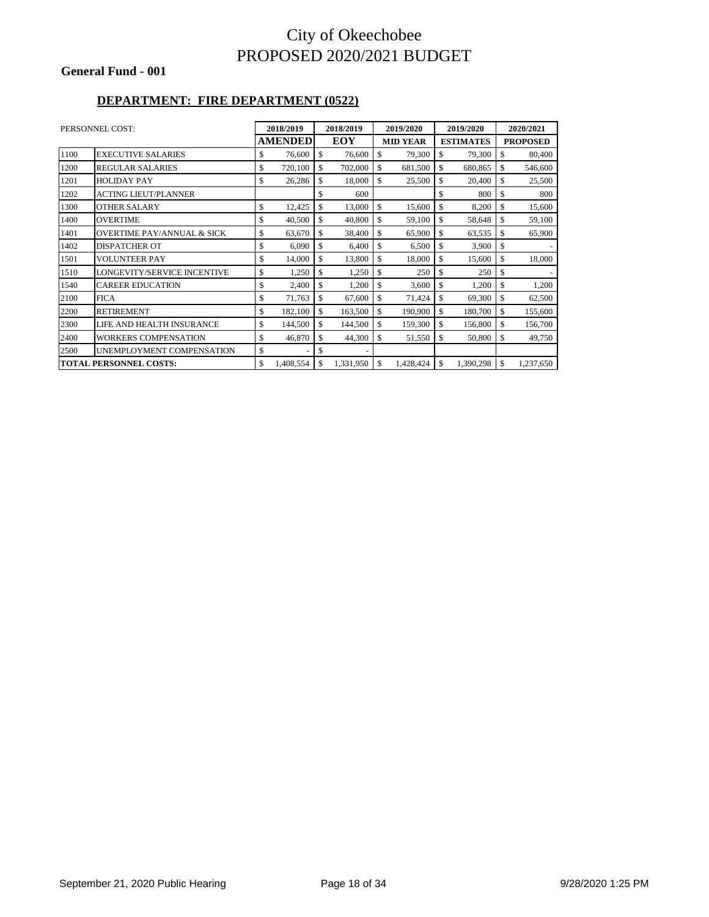# City of Okeechobee
# PROPOSED 2020/2021 BUDGET

**General Fund - 001**

## DEPARTMENT: FIRE DEPARTMENT (0522)

| PERSONNEL COST: | | 2018/2019 | 2018/2019 | 2019/2020 | 2019/2020 | 2020/2021 |
|---|---|---|---|---|---|---|
| | | **AMENDED** | **EOY** | **MID YEAR** | **ESTIMATES** | **PROPOSED** |
| 1100 | EXECUTIVE SALARIES | $ 76,600 | $ 76,600 | $ 79,300 | $ 79,300 | $ 80,400 |
| 1200 | REGULAR SALARIES | $ 720,100 | $ 702,000 | $ 681,500 | $ 680,865 | $ 546,600 |
| 1201 | HOLIDAY PAY | $ 26,286 | $ 18,000 | $ 25,500 | $ 20,400 | $ 25,500 |
| 1202 | ACTING LIEUT/PLANNER | | $ 600 | | $ 800 | $ 800 |
| 1300 | OTHER SALARY | $ 12,425 | $ 13,000 | $ 15,600 | $ 8,200 | $ 15,600 |
| 1400 | OVERTIME | $ 40,500 | $ 40,800 | $ 59,100 | $ 58,648 | $ 59,100 |
| 1401 | OVERTIME PAY/ANNUAL & SICK | $ 63,670 | $ 38,400 | $ 65,900 | $ 63,535 | $ 65,900 |
| 1402 | DISPATCHER OT | $ 6,090 | $ 6,400 | $ 6,500 | $ 3,900 | $ - |
| 1501 | VOLUNTEER PAY | $ 14,000 | $ 13,800 | $ 18,000 | $ 15,600 | $ 18,000 |
| 1510 | LONGEVITY/SERVICE INCENTIVE | $ 1,250 | $ 1,250 | $ 250 | $ 250 | $ - |
| 1540 | CAREER EDUCATION | $ 2,400 | $ 1,200 | $ 3,600 | $ 1,200 | $ 1,200 |
| 2100 | FICA | $ 71,763 | $ 67,600 | $ 71,424 | $ 69,300 | $ 62,500 |
| 2200 | RETIREMENT | $ 182,100 | $ 163,500 | $ 190,900 | $ 180,700 | $ 155,600 |
| 2300 | LIFE AND HEALTH INSURANCE | $ 144,500 | $ 144,500 | $ 159,300 | $ 156,800 | $ 156,700 |
| 2400 | WORKERS COMPENSATION | $ 46,870 | $ 44,300 | $ 51,550 | $ 50,800 | $ 49,750 |
| 2500 | UNEMPLOYMENT COMPENSATION | $ - | $ - | | | |
| **TOTAL PERSONNEL COSTS:** | | $ 1,408,554 | $ 1,331,950 | $ 1,428,424 | $ 1,390,298 | $ 1,237,650 |

September 21, 2020 Public Hearing — 9/28/2020 1:25 PM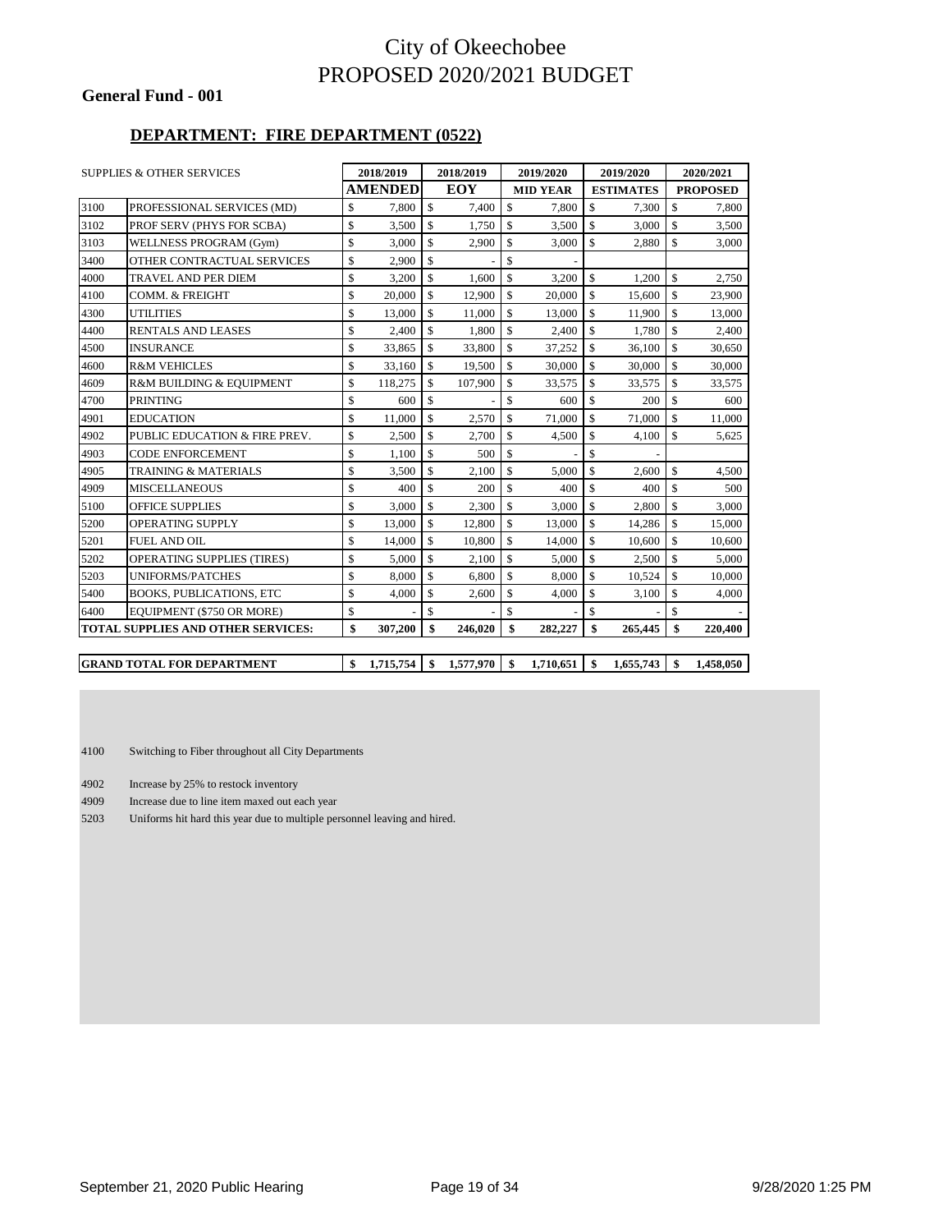# City of Okeechobee
# PROPOSED 2020/2021 BUDGET

**General Fund - 001**

**DEPARTMENT: FIRE DEPARTMENT (0522)**

| SUPPLIES & OTHER SERVICES | | 2018/2019 AMENDED | 2018/2019 EOY | 2019/2020 MID YEAR | 2019/2020 ESTIMATES | 2020/2021 PROPOSED |
|---|---|---|---|---|---|---|
| 3100 | PROFESSIONAL SERVICES (MD) | $ 7,800 | $ 7,400 | $ 7,800 | $ 7,300 | $ 7,800 |
| 3102 | PROF SERV (PHYS FOR SCBA) | $ 3,500 | $ 1,750 | $ 3,500 | $ 3,000 | $ 3,500 |
| 3103 | WELLNESS PROGRAM (Gym) | $ 3,000 | $ 2,900 | $ 3,000 | $ 2,880 | $ 3,000 |
| 3400 | OTHER CONTRACTUAL SERVICES | $ 2,900 | $ - | $ - | | |
| 4000 | TRAVEL AND PER DIEM | $ 3,200 | $ 1,600 | $ 3,200 | $ 1,200 | $ 2,750 |
| 4100 | COMM. & FREIGHT | $ 20,000 | $ 12,900 | $ 20,000 | $ 15,600 | $ 23,900 |
| 4300 | UTILITIES | $ 13,000 | $ 11,000 | $ 13,000 | $ 11,900 | $ 13,000 |
| 4400 | RENTALS AND LEASES | $ 2,400 | $ 1,800 | $ 2,400 | $ 1,780 | $ 2,400 |
| 4500 | INSURANCE | $ 33,865 | $ 33,800 | $ 37,252 | $ 36,100 | $ 30,650 |
| 4600 | R&M VEHICLES | $ 33,160 | $ 19,500 | $ 30,000 | $ 30,000 | $ 30,000 |
| 4609 | R&M BUILDING & EQUIPMENT | $ 118,275 | $ 107,900 | $ 33,575 | $ 33,575 | $ 33,575 |
| 4700 | PRINTING | $ 600 | $ - | $ 600 | $ 200 | $ 600 |
| 4901 | EDUCATION | $ 11,000 | $ 2,570 | $ 71,000 | $ 71,000 | $ 11,000 |
| 4902 | PUBLIC EDUCATION & FIRE PREV. | $ 2,500 | $ 2,700 | $ 4,500 | $ 4,100 | $ 5,625 |
| 4903 | CODE ENFORCEMENT | $ 1,100 | $ 500 | $ - | $ - | |
| 4905 | TRAINING & MATERIALS | $ 3,500 | $ 2,100 | $ 5,000 | $ 2,600 | $ 4,500 |
| 4909 | MISCELLANEOUS | $ 400 | $ 200 | $ 400 | $ 400 | $ 500 |
| 5100 | OFFICE SUPPLIES | $ 3,000 | $ 2,300 | $ 3,000 | $ 2,800 | $ 3,000 |
| 5200 | OPERATING SUPPLY | $ 13,000 | $ 12,800 | $ 13,000 | $ 14,286 | $ 15,000 |
| 5201 | FUEL AND OIL | $ 14,000 | $ 10,800 | $ 14,000 | $ 10,600 | $ 10,600 |
| 5202 | OPERATING SUPPLIES (TIRES) | $ 5,000 | $ 2,100 | $ 5,000 | $ 2,500 | $ 5,000 |
| 5203 | UNIFORMS/PATCHES | $ 8,000 | $ 6,800 | $ 8,000 | $ 10,524 | $ 10,000 |
| 5400 | BOOKS, PUBLICATIONS, ETC | $ 4,000 | $ 2,600 | $ 4,000 | $ 3,100 | $ 4,000 |
| 6400 | EQUIPMENT ($750 OR MORE) | $ - | $ - | $ - | $ - | $ - |
| **TOTAL SUPPLIES AND OTHER SERVICES:** | | **$ 307,200** | **$ 246,020** | **$ 282,227** | **$ 265,445** | **$ 220,400** |

| | 2018/2019 AMENDED | 2018/2019 EOY | 2019/2020 MID YEAR | 2019/2020 ESTIMATES | 2020/2021 PROPOSED |
|---|---|---|---|---|---|
| **GRAND TOTAL FOR DEPARTMENT** | **$ 1,715,754** | **$ 1,577,970** | **$ 1,710,651** | **$ 1,655,743** | **$ 1,458,050** |

4100 Switching to Fiber throughout all City Departments

4902 Increase by 25% to restock inventory

4909 Increase due to line item maxed out each year

5203 Uniforms hit hard this year due to multiple personnel leaving and hired.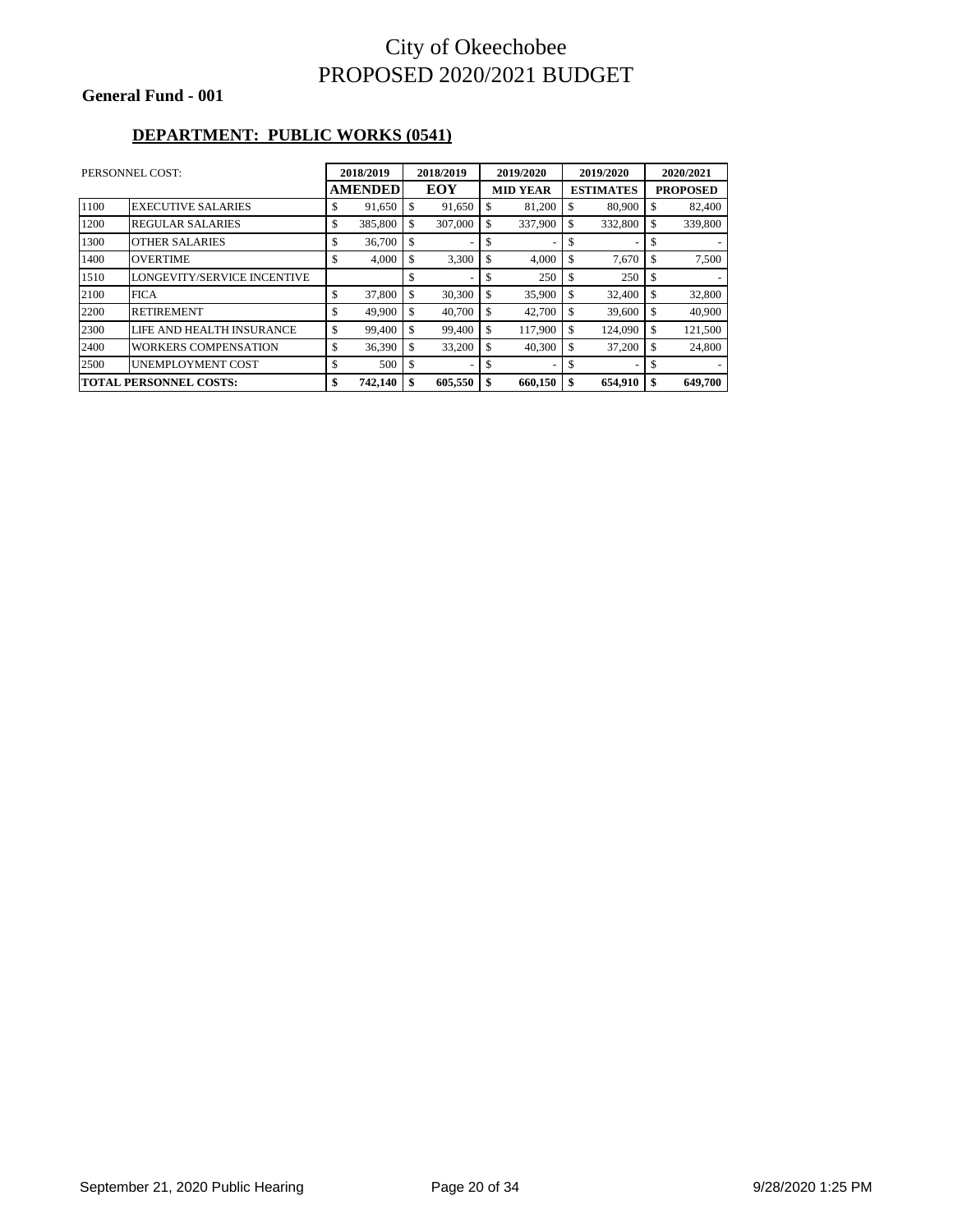# City of Okeechobee
# PROPOSED 2020/2021 BUDGET

**General Fund - 001**

## DEPARTMENT: PUBLIC WORKS (0541)

| PERSONNEL COST: | | 2018/2019 AMENDED | 2018/2019 EOY | 2019/2020 MID YEAR | 2019/2020 ESTIMATES | 2020/2021 PROPOSED |
|---|---|---|---|---|---|---|
| 1100 | EXECUTIVE SALARIES | $ 91,650 | $ 91,650 | $ 81,200 | $ 80,900 | $ 82,400 |
| 1200 | REGULAR SALARIES | $ 385,800 | $ 307,000 | $ 337,900 | $ 332,800 | $ 339,800 |
| 1300 | OTHER SALARIES | $ 36,700 | $ - | $ - | $ - | $ - |
| 1400 | OVERTIME | $ 4,000 | $ 3,300 | $ 4,000 | $ 7,670 | $ 7,500 |
| 1510 | LONGEVITY/SERVICE INCENTIVE | | $ - | $ 250 | $ 250 | $ - |
| 2100 | FICA | $ 37,800 | $ 30,300 | $ 35,900 | $ 32,400 | $ 32,800 |
| 2200 | RETIREMENT | $ 49,900 | $ 40,700 | $ 42,700 | $ 39,600 | $ 40,900 |
| 2300 | LIFE AND HEALTH INSURANCE | $ 99,400 | $ 99,400 | $ 117,900 | $ 124,090 | $ 121,500 |
| 2400 | WORKERS COMPENSATION | $ 36,390 | $ 33,200 | $ 40,300 | $ 37,200 | $ 24,800 |
| 2500 | UNEMPLOYMENT COST | $ 500 | $ - | $ - | $ - | $ - |
| **TOTAL PERSONNEL COSTS:** | | **$ 742,140** | **$ 605,550** | **$ 660,150** | **$ 654,910** | **$ 649,700** |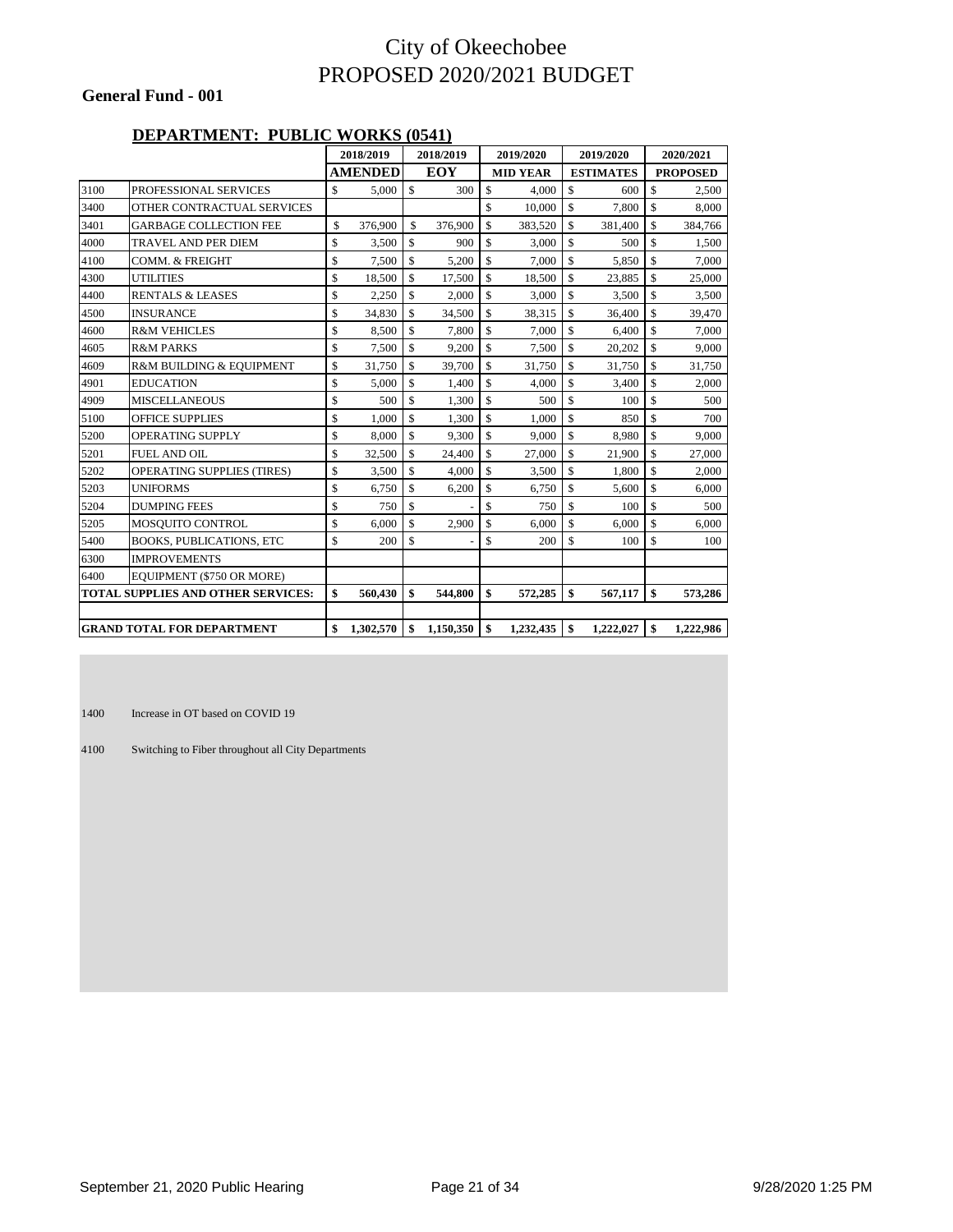# City of Okeechobee
# PROPOSED 2020/2021 BUDGET

**General Fund - 001**

## DEPARTMENT: PUBLIC WORKS (0541)

| | | 2018/2019 AMENDED | 2018/2019 EOY | 2019/2020 MID YEAR | 2019/2020 ESTIMATES | 2020/2021 PROPOSED |
|---|---|---|---|---|---|---|
| 3100 | PROFESSIONAL SERVICES | $ 5,000 | $ 300 | $ 4,000 | $ 600 | $ 2,500 |
| 3400 | OTHER CONTRACTUAL SERVICES | | | $ 10,000 | $ 7,800 | $ 8,000 |
| 3401 | GARBAGE COLLECTION FEE | $ 376,900 | $ 376,900 | $ 383,520 | $ 381,400 | $ 384,766 |
| 4000 | TRAVEL AND PER DIEM | $ 3,500 | $ 900 | $ 3,000 | $ 500 | $ 1,500 |
| 4100 | COMM. & FREIGHT | $ 7,500 | $ 5,200 | $ 7,000 | $ 5,850 | $ 7,000 |
| 4300 | UTILITIES | $ 18,500 | $ 17,500 | $ 18,500 | $ 23,885 | $ 25,000 |
| 4400 | RENTALS & LEASES | $ 2,250 | $ 2,000 | $ 3,000 | $ 3,500 | $ 3,500 |
| 4500 | INSURANCE | $ 34,830 | $ 34,500 | $ 38,315 | $ 36,400 | $ 39,470 |
| 4600 | R&M VEHICLES | $ 8,500 | $ 7,800 | $ 7,000 | $ 6,400 | $ 7,000 |
| 4605 | R&M PARKS | $ 7,500 | $ 9,200 | $ 7,500 | $ 20,202 | $ 9,000 |
| 4609 | R&M BUILDING & EQUIPMENT | $ 31,750 | $ 39,700 | $ 31,750 | $ 31,750 | $ 31,750 |
| 4901 | EDUCATION | $ 5,000 | $ 1,400 | $ 4,000 | $ 3,400 | $ 2,000 |
| 4909 | MISCELLANEOUS | $ 500 | $ 1,300 | $ 500 | $ 100 | $ 500 |
| 5100 | OFFICE SUPPLIES | $ 1,000 | $ 1,300 | $ 1,000 | $ 850 | $ 700 |
| 5200 | OPERATING SUPPLY | $ 8,000 | $ 9,300 | $ 9,000 | $ 8,980 | $ 9,000 |
| 5201 | FUEL AND OIL | $ 32,500 | $ 24,400 | $ 27,000 | $ 21,900 | $ 27,000 |
| 5202 | OPERATING SUPPLIES (TIRES) | $ 3,500 | $ 4,000 | $ 3,500 | $ 1,800 | $ 2,000 |
| 5203 | UNIFORMS | $ 6,750 | $ 6,200 | $ 6,750 | $ 5,600 | $ 6,000 |
| 5204 | DUMPING FEES | $ 750 | $ - | $ 750 | $ 100 | $ 500 |
| 5205 | MOSQUITO CONTROL | $ 6,000 | $ 2,900 | $ 6,000 | $ 6,000 | $ 6,000 |
| 5400 | BOOKS, PUBLICATIONS, ETC | $ 200 | $ - | $ 200 | $ 100 | $ 100 |
| 6300 | IMPROVEMENTS | | | | | |
| 6400 | EQUIPMENT ($750 OR MORE) | | | | | |
| **TOTAL SUPPLIES AND OTHER SERVICES:** | | **$ 560,430** | **$ 544,800** | **$ 572,285** | **$ 567,117** | **$ 573,286** |
| **GRAND TOTAL FOR DEPARTMENT** | | **$ 1,302,570** | **$ 1,150,350** | **$ 1,232,435** | **$ 1,222,027** | **$ 1,222,986** |

1400 Increase in OT based on COVID 19

4100 Switching to Fiber throughout all City Departments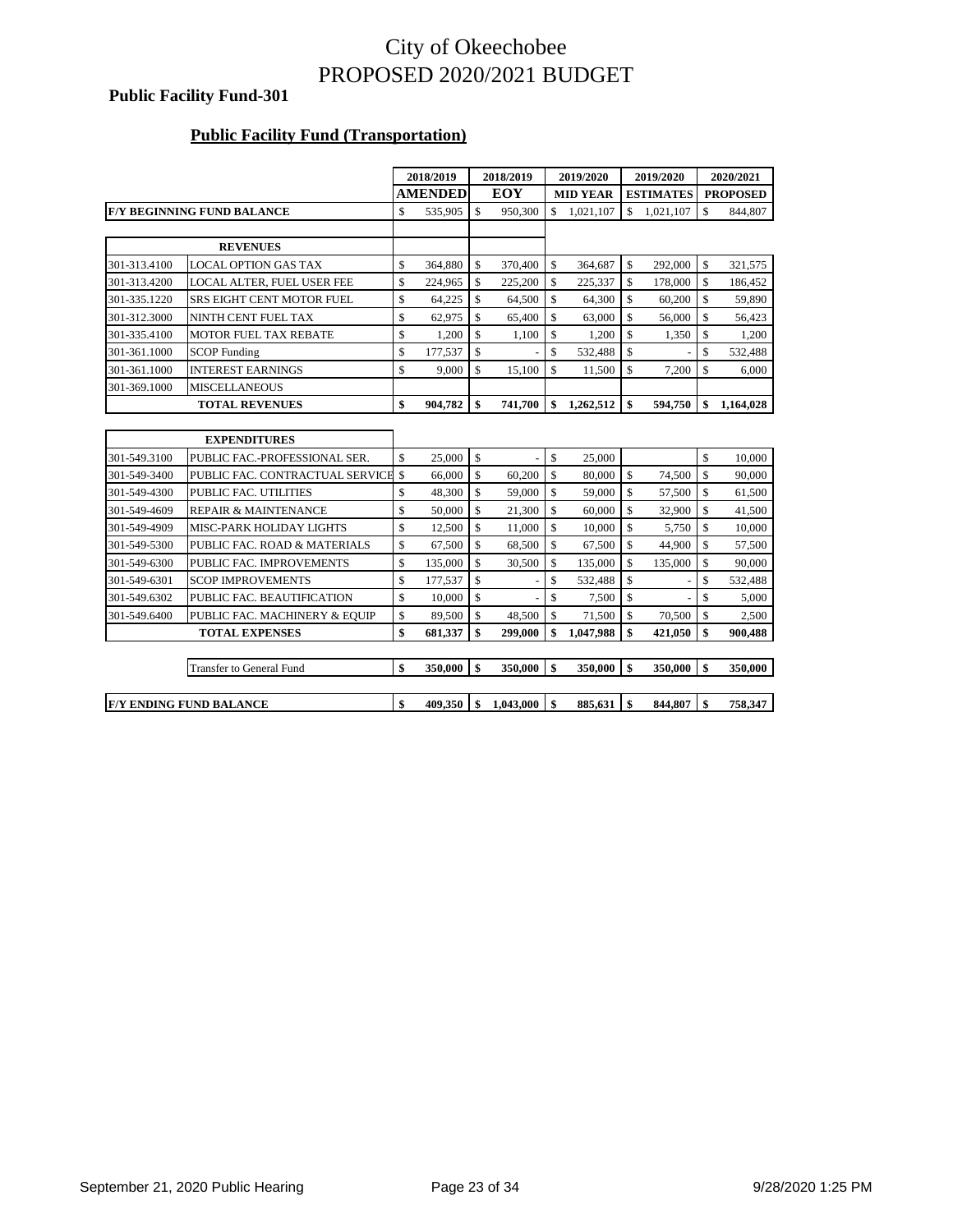# City of Okeechobee
# PROPOSED 2020/2021 BUDGET

**Public Facility Fund-301**

**Public Facility Fund (Transportation)**

| | | 2018/2019 AMENDED | 2018/2019 EOY | 2019/2020 MID YEAR | 2019/2020 ESTIMATES | 2020/2021 PROPOSED |
|---|---|---|---|---|---|---|
| **F/Y BEGINNING FUND BALANCE** | | $ 535,905 | $ 950,300 | $ 1,021,107 | $ 1,021,107 | $ 844,807 |
| | **REVENUES** | | | | | |
| 301-313.4100 | LOCAL OPTION GAS TAX | $ 364,880 | $ 370,400 | $ 364,687 | $ 292,000 | $ 321,575 |
| 301-313.4200 | LOCAL ALTER, FUEL USER FEE | $ 224,965 | $ 225,200 | $ 225,337 | $ 178,000 | $ 186,452 |
| 301-335.1220 | SRS EIGHT CENT MOTOR FUEL | $ 64,225 | $ 64,500 | $ 64,300 | $ 60,200 | $ 59,890 |
| 301-312.3000 | NINTH CENT FUEL TAX | $ 62,975 | $ 65,400 | $ 63,000 | $ 56,000 | $ 56,423 |
| 301-335.4100 | MOTOR FUEL TAX REBATE | $ 1,200 | $ 1,100 | $ 1,200 | $ 1,350 | $ 1,200 |
| 301-361.1000 | SCOP Funding | $ 177,537 | $ - | $ 532,488 | $ - | $ 532,488 |
| 301-361.1000 | INTEREST EARNINGS | $ 9,000 | $ 15,100 | $ 11,500 | $ 7,200 | $ 6,000 |
| 301-369.1000 | MISCELLANEOUS | | | | | |
| | **TOTAL REVENUES** | **$ 904,782** | **$ 741,700** | **$ 1,262,512** | **$ 594,750** | **$ 1,164,028** |
| | **EXPENDITURES** | | | | | |
| 301-549.3100 | PUBLIC FAC.-PROFESSIONAL SER. | $ 25,000 | $ - | $ 25,000 | | $ 10,000 |
| 301-549-3400 | PUBLIC FAC. CONTRACTUAL SERVICE | $ 66,000 | $ 60,200 | $ 80,000 | $ 74,500 | $ 90,000 |
| 301-549-4300 | PUBLIC FAC. UTILITIES | $ 48,300 | $ 59,000 | $ 59,000 | $ 57,500 | $ 61,500 |
| 301-549-4609 | REPAIR & MAINTENANCE | $ 50,000 | $ 21,300 | $ 60,000 | $ 32,900 | $ 41,500 |
| 301-549-4909 | MISC-PARK HOLIDAY LIGHTS | $ 12,500 | $ 11,000 | $ 10,000 | $ 5,750 | $ 10,000 |
| 301-549-5300 | PUBLIC FAC. ROAD & MATERIALS | $ 67,500 | $ 68,500 | $ 67,500 | $ 44,900 | $ 57,500 |
| 301-549-6300 | PUBLIC FAC. IMPROVEMENTS | $ 135,000 | $ 30,500 | $ 135,000 | $ 135,000 | $ 90,000 |
| 301-549-6301 | SCOP IMPROVEMENTS | $ 177,537 | $ - | $ 532,488 | $ - | $ 532,488 |
| 301-549.6302 | PUBLIC FAC. BEAUTIFICATION | $ 10,000 | $ - | $ 7,500 | $ - | $ 5,000 |
| 301-549.6400 | PUBLIC FAC. MACHINERY & EQUIP | $ 89,500 | $ 48,500 | $ 71,500 | $ 70,500 | $ 2,500 |
| | **TOTAL EXPENSES** | **$ 681,337** | **$ 299,000** | **$ 1,047,988** | **$ 421,050** | **$ 900,488** |
| | Transfer to General Fund | **$ 350,000** | **$ 350,000** | **$ 350,000** | **$ 350,000** | **$ 350,000** |
| **F/Y ENDING FUND BALANCE** | | **$ 409,350** | **$ 1,043,000** | **$ 885,631** | **$ 844,807** | **$ 758,347** |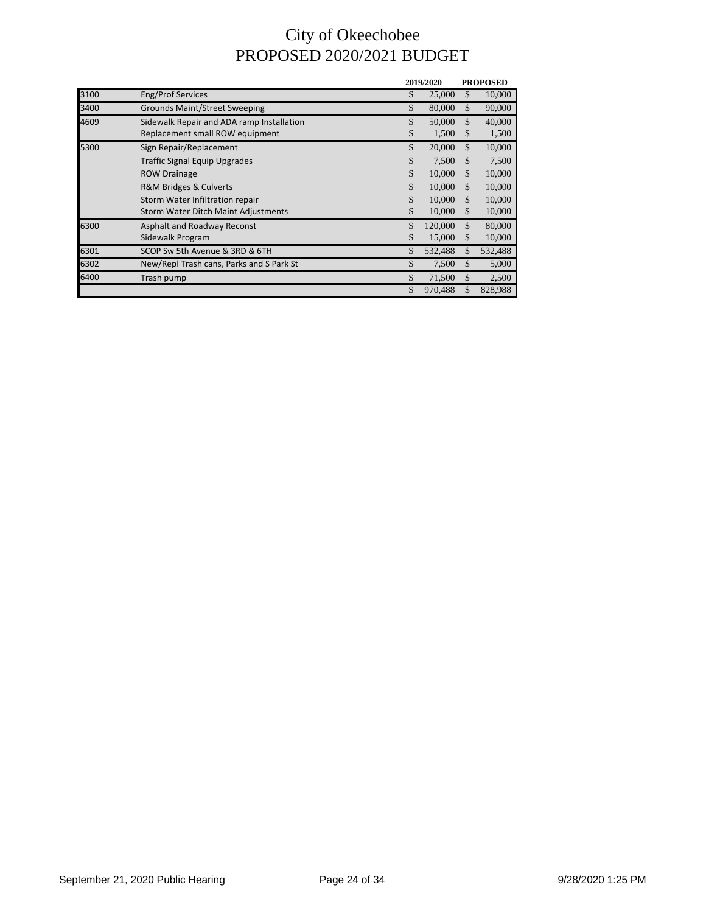# City of Okeechobee
# PROPOSED 2020/2021 BUDGET

| | | 2019/2020 | PROPOSED |
|---|---|---|---|
| 3100 | Eng/Prof Services | $ 25,000 | $ 10,000 |
| 3400 | Grounds Maint/Street Sweeping | $ 80,000 | $ 90,000 |
| 4609 | Sidewalk Repair and ADA ramp Installation | $ 50,000 | $ 40,000 |
| | Replacement small ROW equipment | $ 1,500 | $ 1,500 |
| 5300 | Sign Repair/Replacement | $ 20,000 | $ 10,000 |
| | Traffic Signal Equip Upgrades | $ 7,500 | $ 7,500 |
| | ROW Drainage | $ 10,000 | $ 10,000 |
| | R&M Bridges & Culverts | $ 10,000 | $ 10,000 |
| | Storm Water Infiltration repair | $ 10,000 | $ 10,000 |
| | Storm Water Ditch Maint Adjustments | $ 10,000 | $ 10,000 |
| 6300 | Asphalt and Roadway Reconst | $ 120,000 | $ 80,000 |
| | Sidewalk Program | $ 15,000 | $ 10,000 |
| 6301 | SCOP Sw 5th Avenue & 3RD & 6TH | $ 532,488 | $ 532,488 |
| 6302 | New/Repl Trash cans, Parks and S Park St | $ 7,500 | $ 5,000 |
| 6400 | Trash pump | $ 71,500 | $ 2,500 |
| | | $ 970,488 | $ 828,988 |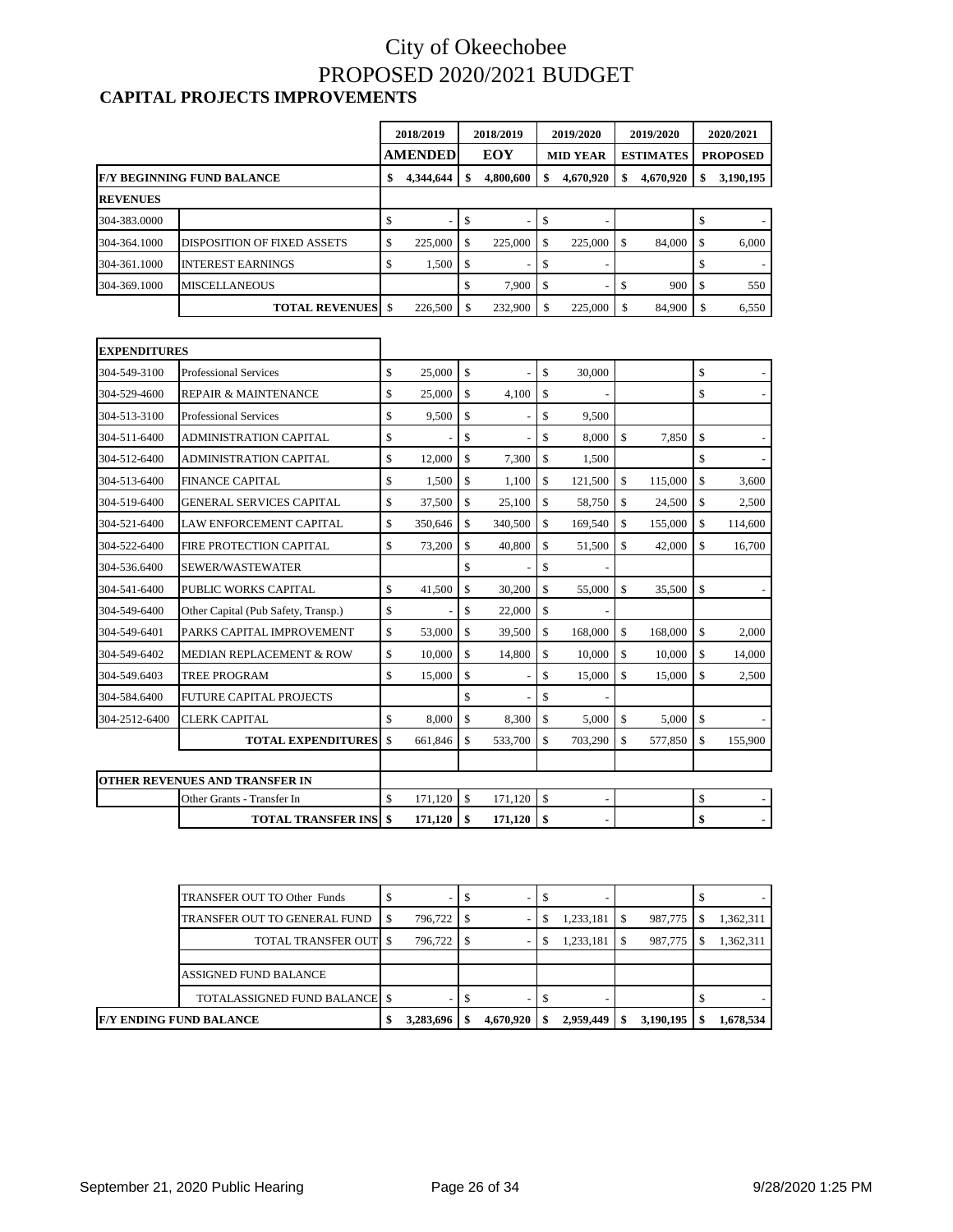# City of Okeechobee
# PROPOSED 2020/2021 BUDGET

## CAPITAL PROJECTS IMPROVEMENTS

| | | 2018/2019 AMENDED | 2018/2019 EOY | 2019/2020 MID YEAR | 2019/2020 ESTIMATES | 2020/2021 PROPOSED |
|---|---|---|---|---|---|---|
| **F/Y BEGINNING FUND BALANCE** | | **$ 4,344,644** | **$ 4,800,600** | **$ 4,670,920** | **$ 4,670,920** | **$ 3,190,195** |
| **REVENUES** | | | | | | |
| 304-383.0000 | | $ - | $ - | $ - | | $ - |
| 304-364.1000 | DISPOSITION OF FIXED ASSETS | $ 225,000 | $ 225,000 | $ 225,000 | $ 84,000 | $ 6,000 |
| 304-361.1000 | INTEREST EARNINGS | $ 1,500 | $ - | $ - | | $ - |
| 304-369.1000 | MISCELLANEOUS | | $ 7,900 | $ - | $ 900 | $ 550 |
| | **TOTAL REVENUES** | $ 226,500 | $ 232,900 | $ 225,000 | $ 84,900 | $ 6,550 |
| | | | | | | |
| **EXPENDITURES** | | | | | | |
| 304-549-3100 | Professional Services | $ 25,000 | $ - | $ 30,000 | | $ - |
| 304-529-4600 | REPAIR & MAINTENANCE | $ 25,000 | $ 4,100 | $ - | | $ - |
| 304-513-3100 | Professional Services | $ 9,500 | $ - | $ 9,500 | | |
| 304-511-6400 | ADMINISTRATION CAPITAL | $ - | $ - | $ 8,000 | $ 7,850 | $ - |
| 304-512-6400 | ADMINISTRATION CAPITAL | $ 12,000 | $ 7,300 | $ 1,500 | | $ - |
| 304-513-6400 | FINANCE CAPITAL | $ 1,500 | $ 1,100 | $ 121,500 | $ 115,000 | $ 3,600 |
| 304-519-6400 | GENERAL SERVICES CAPITAL | $ 37,500 | $ 25,100 | $ 58,750 | $ 24,500 | $ 2,500 |
| 304-521-6400 | LAW ENFORCEMENT CAPITAL | $ 350,646 | $ 340,500 | $ 169,540 | $ 155,000 | $ 114,600 |
| 304-522-6400 | FIRE PROTECTION CAPITAL | $ 73,200 | $ 40,800 | $ 51,500 | $ 42,000 | $ 16,700 |
| 304-536.6400 | SEWER/WASTEWATER | | $ - | $ - | | |
| 304-541-6400 | PUBLIC WORKS CAPITAL | $ 41,500 | $ 30,200 | $ 55,000 | $ 35,500 | $ - |
| 304-549-6400 | Other Capital (Pub Safety, Transp.) | $ - | $ 22,000 | $ - | | |
| 304-549-6401 | PARKS CAPITAL IMPROVEMENT | $ 53,000 | $ 39,500 | $ 168,000 | $ 168,000 | $ 2,000 |
| 304-549-6402 | MEDIAN REPLACEMENT & ROW | $ 10,000 | $ 14,800 | $ 10,000 | $ 10,000 | $ 14,000 |
| 304-549.6403 | TREE PROGRAM | $ 15,000 | $ - | $ 15,000 | $ 15,000 | $ 2,500 |
| 304-584.6400 | FUTURE CAPITAL PROJECTS | | $ - | $ - | | |
| 304-2512-6400 | CLERK CAPITAL | $ 8,000 | $ 8,300 | $ 5,000 | $ 5,000 | $ - |
| | **TOTAL EXPENDITURES** | $ 661,846 | $ 533,700 | $ 703,290 | $ 577,850 | $ 155,900 |
| | | | | | | |
| **OTHER REVENUES AND TRANSFER IN** | | | | | | |
| | Other Grants - Transfer In | $ 171,120 | $ 171,120 | $ - | | $ - |
| | **TOTAL TRANSFER INS** | **$ 171,120** | **$ 171,120** | **$ -** | | **$ -** |
| | | | | | | |
| | TRANSFER OUT TO Other Funds | $ - | $ - | $ - | | $ - |
| | TRANSFER OUT TO GENERAL FUND | $ 796,722 | $ - | $ 1,233,181 | $ 987,775 | $ 1,362,311 |
| | TOTAL TRANSFER OUT | $ 796,722 | $ - | $ 1,233,181 | $ 987,775 | $ 1,362,311 |
| | | | | | | |
| | ASSIGNED FUND BALANCE | | | | | |
| | TOTALASSIGNED FUND BALANCE | $ - | $ - | $ - | | $ - |
| **F/Y ENDING FUND BALANCE** | | **$ 3,283,696** | **$ 4,670,920** | **$ 2,959,449** | **$ 3,190,195** | **$ 1,678,534** |

September 21, 2020 Public Hearing

9/28/2020 1:25 PM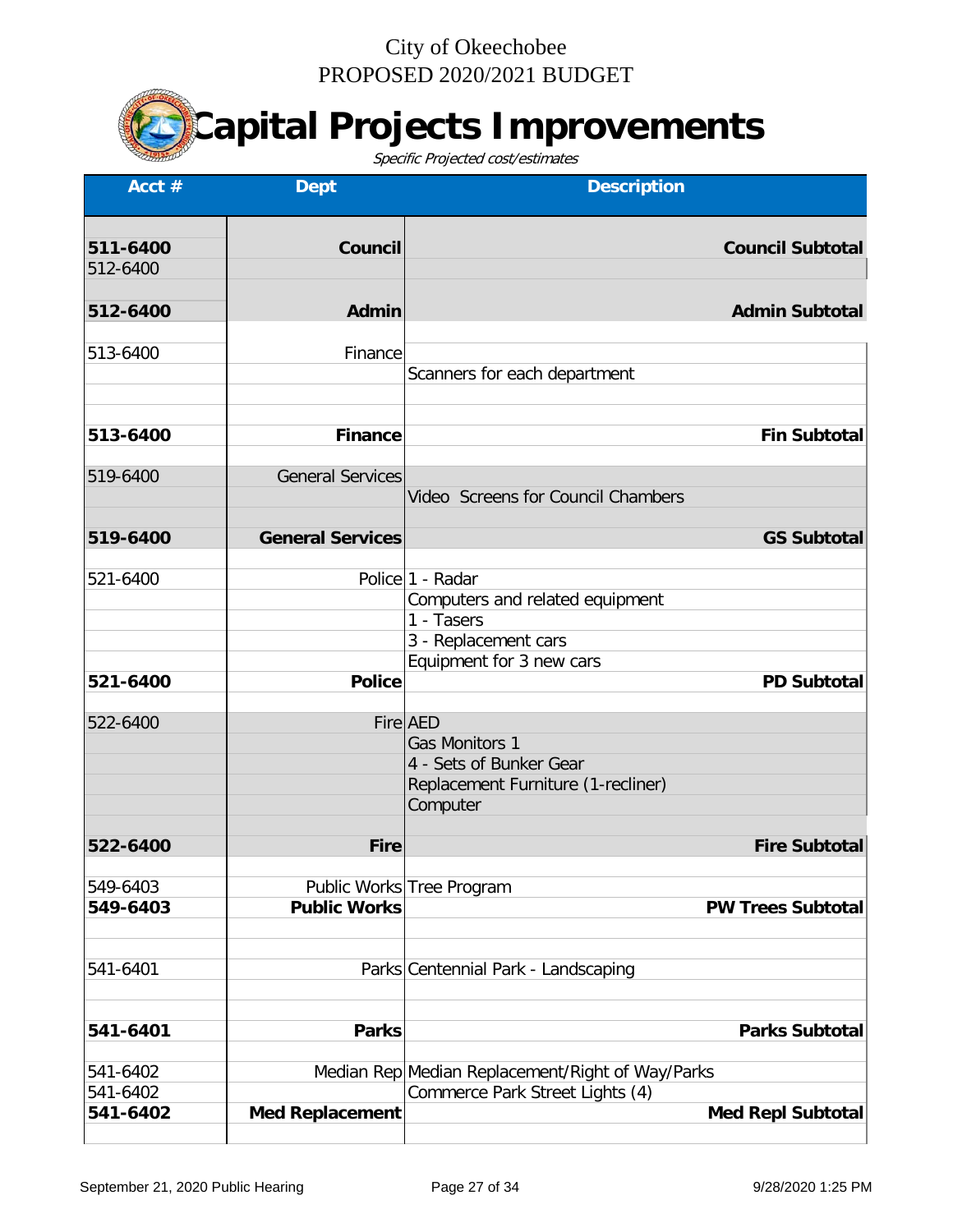City of Okeechobee
PROPOSED 2020/2021 BUDGET

# Capital Projects Improvements

*Specific Projected cost/estimates*

| Acct # | Dept | Description |
|---|---|---|
| | | |
| **511-6400** | **Council** | **Council Subtotal** |
| 512-6400 | | |
| | | |
| **512-6400** | **Admin** | **Admin Subtotal** |
| | | |
| 513-6400 | Finance | |
| | | Scanners for each department |
| | | |
| | | |
| **513-6400** | **Finance** | **Fin Subtotal** |
| | | |
| 519-6400 | General Services | |
| | | Video Screens for Council Chambers |
| | | |
| **519-6400** | **General Services** | **GS Subtotal** |
| | | |
| 521-6400 | Police | 1 - Radar |
| | | Computers and related equipment |
| | | 1 - Tasers |
| | | 3 - Replacement cars |
| | | Equipment for 3 new cars |
| **521-6400** | **Police** | **PD Subtotal** |
| | | |
| 522-6400 | Fire | AED |
| | | Gas Monitors 1 |
| | | 4 - Sets of Bunker Gear |
| | | Replacement Furniture (1-recliner) |
| | | Computer |
| | | |
| **522-6400** | **Fire** | **Fire Subtotal** |
| | | |
| 549-6403 | Public Works | Tree Program |
| **549-6403** | **Public Works** | **PW Trees Subtotal** |
| | | |
| | | |
| 541-6401 | Parks | Centennial Park - Landscaping |
| | | |
| | | |
| **541-6401** | **Parks** | **Parks Subtotal** |
| | | |
| 541-6402 | Median Rep | Median Replacement/Right of Way/Parks |
| 541-6402 | | Commerce Park Street Lights (4) |
| **541-6402** | **Med Replacement** | **Med Repl Subtotal** |
| | | |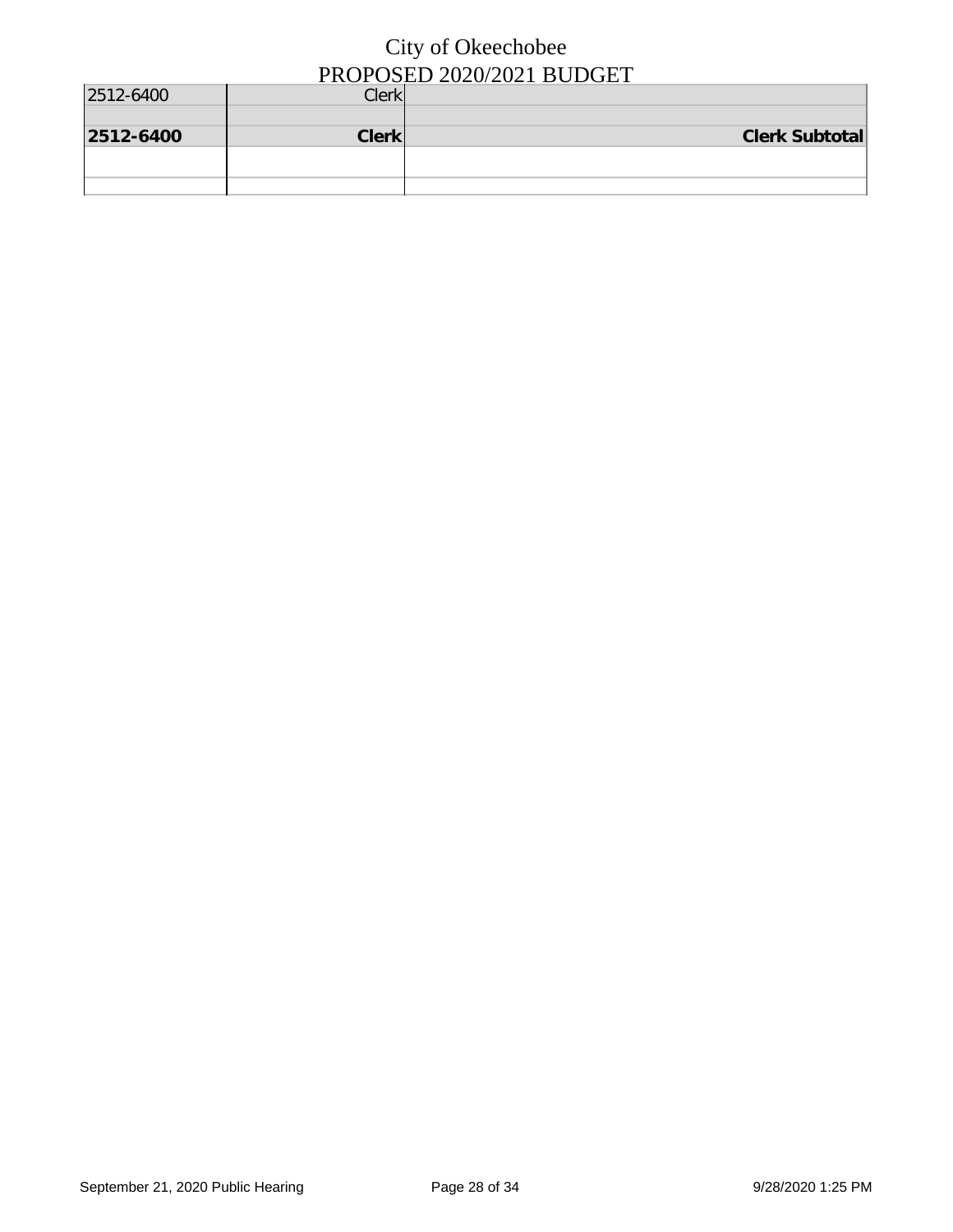# City of Okeechobee

## PROPOSED 2020/2021 BUDGET

| 2512-6400 | Clerk | |
|---|---|---|
| | | |
| **2512-6400** | **Clerk** | **Clerk Subtotal** |
| | | |
| | | |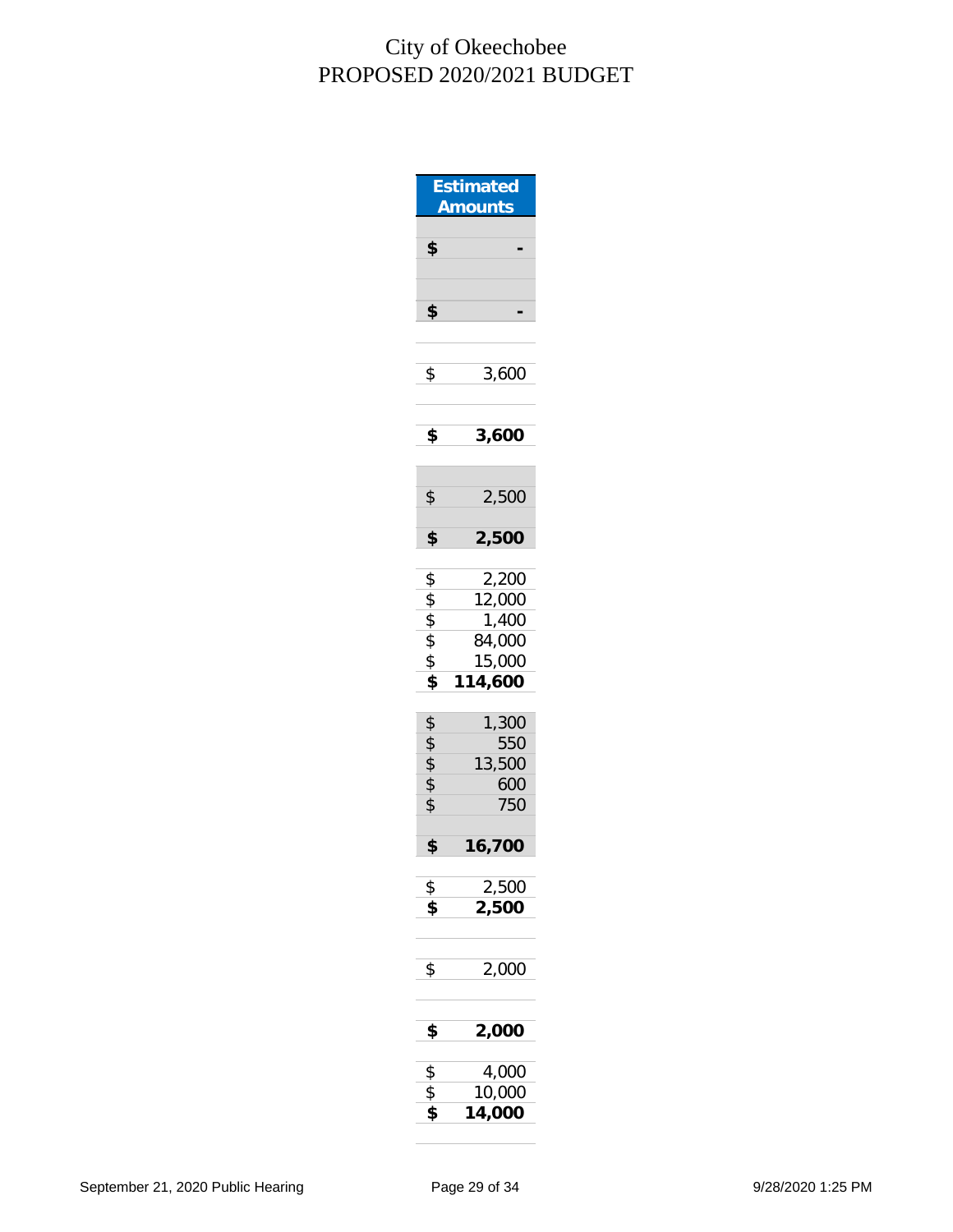# City of Okeechobee
# PROPOSED 2020/2021 BUDGET

| Estimated Amounts |
|---|
| |
| **$ -** |
| |
| |
| **$ -** |
| |
| |
| $ 3,600 |
| |
| |
| **$ 3,600** |
| |
| |
| $ 2,500 |
| |
| **$ 2,500** |
| |
| $ 2,200 |
| $ 12,000 |
| $ 1,400 |
| $ 84,000 |
| $ 15,000 |
| **$ 114,600** |
| |
| $ 1,300 |
| $ 550 |
| $ 13,500 |
| $ 600 |
| $ 750 |
| |
| **$ 16,700** |
| |
| $ 2,500 |
| **$ 2,500** |
| |
| |
| $ 2,000 |
| |
| |
| **$ 2,000** |
| |
| $ 4,000 |
| $ 10,000 |
| **$ 14,000** |

September 21, 2020 Public Hearing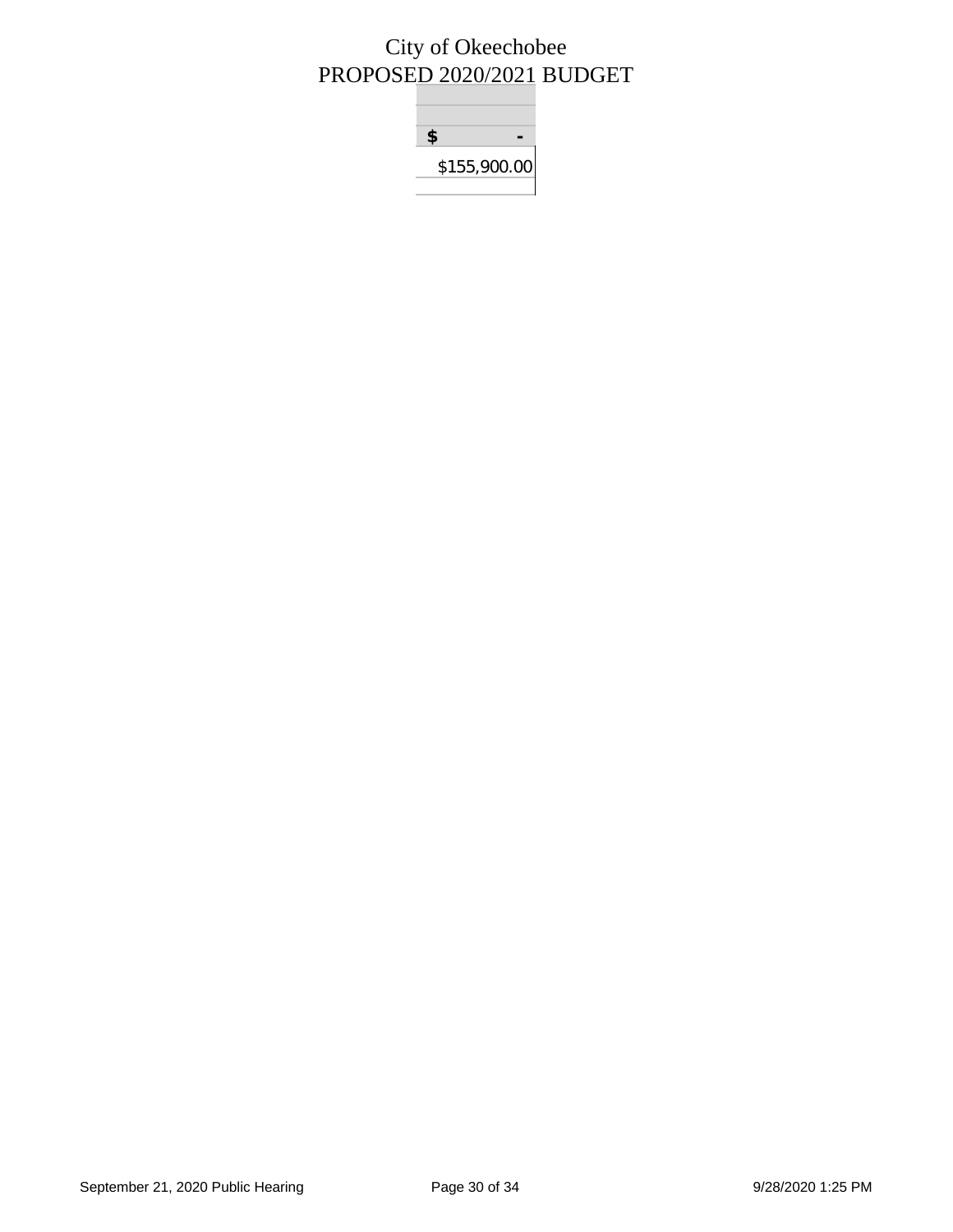City of Okeechobee
PROPOSED 2020/2021 BUDGET

| |
|---|
| |
| |
| **$ -** |
| $155,900.00 |
| |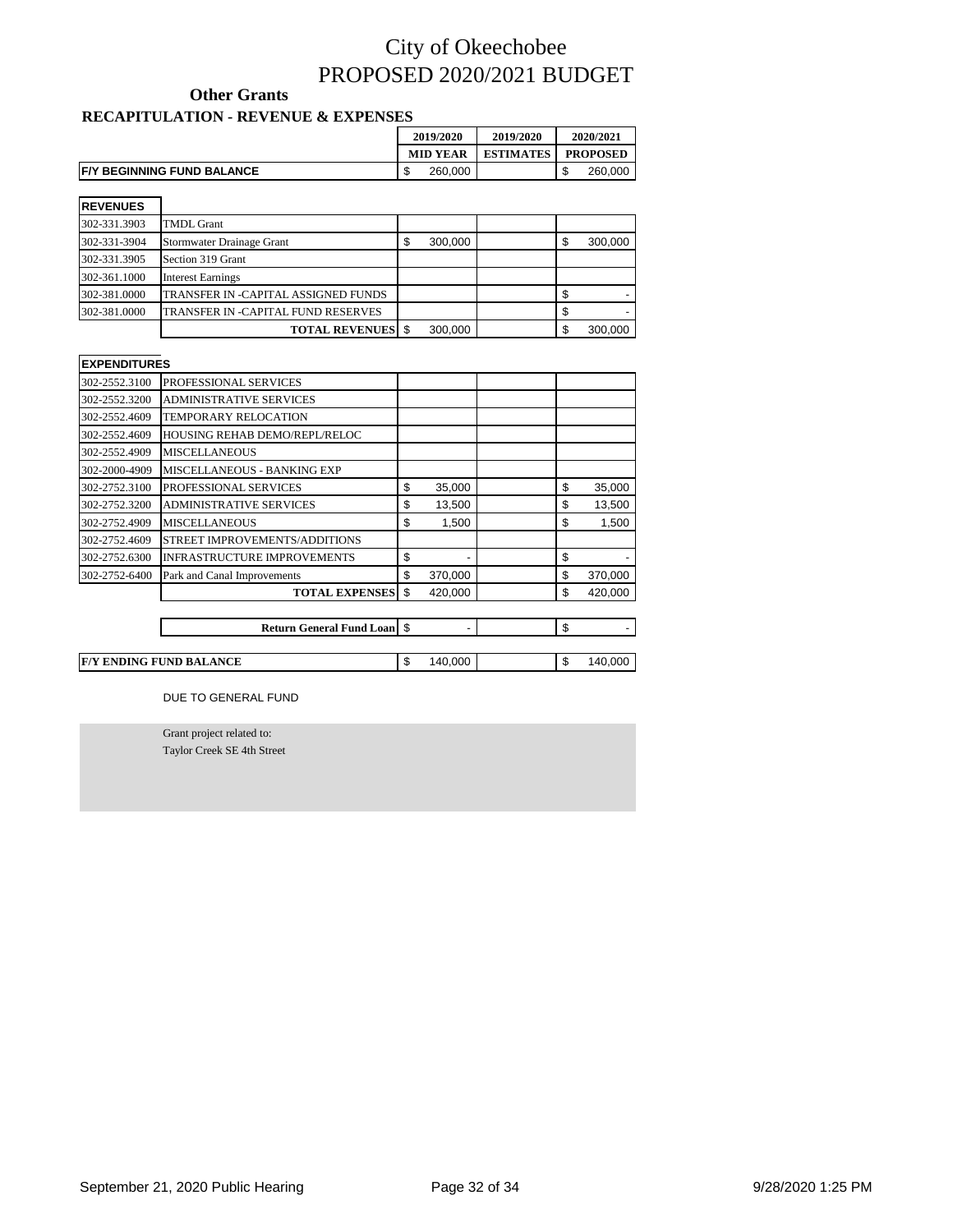# City of Okeechobee
# PROPOSED 2020/2021 BUDGET

## Other Grants

### RECAPITULATION - REVENUE & EXPENSES

| | | 2019/2020 MID YEAR | 2019/2020 ESTIMATES | 2020/2021 PROPOSED |
|---|---|---|---|---|
| **F/Y BEGINNING FUND BALANCE** | | $ 260,000 | | $ 260,000 |
| **REVENUES** | | | | |
| 302-331.3903 | TMDL Grant | | | |
| 302-331-3904 | Stormwater Drainage Grant | $ 300,000 | | $ 300,000 |
| 302-331.3905 | Section 319 Grant | | | |
| 302-361.1000 | Interest Earnings | | | |
| 302-381.0000 | TRANSFER IN -CAPITAL ASSIGNED FUNDS | | | $ - |
| 302-381.0000 | TRANSFER IN -CAPITAL FUND RESERVES | | | $ - |
| | **TOTAL REVENUES** | $ 300,000 | | $ 300,000 |
| **EXPENDITURES** | | | | |
| 302-2552.3100 | PROFESSIONAL SERVICES | | | |
| 302-2552.3200 | ADMINISTRATIVE SERVICES | | | |
| 302-2552.4609 | TEMPORARY RELOCATION | | | |
| 302-2552.4609 | HOUSING REHAB DEMO/REPL/RELOC | | | |
| 302-2552.4909 | MISCELLANEOUS | | | |
| 302-2000-4909 | MISCELLANEOUS - BANKING EXP | | | |
| 302-2752.3100 | PROFESSIONAL SERVICES | $ 35,000 | | $ 35,000 |
| 302-2752.3200 | ADMINISTRATIVE SERVICES | $ 13,500 | | $ 13,500 |
| 302-2752.4909 | MISCELLANEOUS | $ 1,500 | | $ 1,500 |
| 302-2752.4609 | STREET IMPROVEMENTS/ADDITIONS | | | |
| 302-2752.6300 | INFRASTRUCTURE IMPROVEMENTS | $ - | | $ - |
| 302-2752-6400 | Park and Canal Improvements | $ 370,000 | | $ 370,000 |
| | **TOTAL EXPENSES** | $ 420,000 | | $ 420,000 |
| | **Return General Fund Loan** | $ - | | $ - |
| **F/Y ENDING FUND BALANCE** | | $ 140,000 | | $ 140,000 |

DUE TO GENERAL FUND

Grant project related to:
Taylor Creek SE 4th Street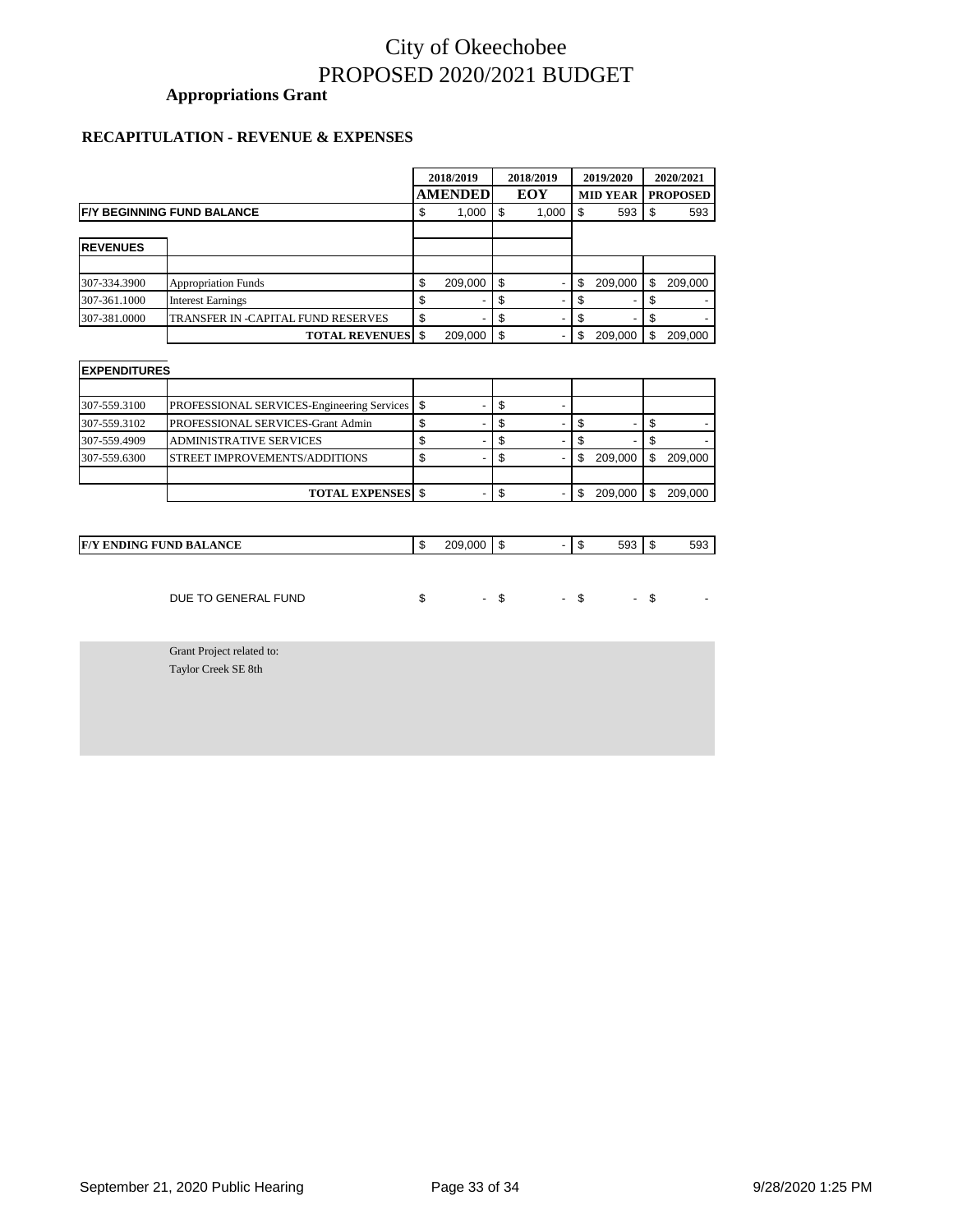# City of Okeechobee
# PROPOSED 2020/2021 BUDGET

**Appropriations Grant**

**RECAPITULATION - REVENUE & EXPENSES**

| | | 2018/2019 AMENDED | 2018/2019 EOY | 2019/2020 MID YEAR | 2020/2021 PROPOSED |
|---|---|---|---|---|---|
| **F/Y BEGINNING FUND BALANCE** | | $ 1,000 | $ 1,000 | $ 593 | $ 593 |
| **REVENUES** | | | | | |
| 307-334.3900 | Appropriation Funds | $ 209,000 | $ - | $ 209,000 | $ 209,000 |
| 307-361.1000 | Interest Earnings | $ - | $ - | $ - | $ - |
| 307-381.0000 | TRANSFER IN -CAPITAL FUND RESERVES | $ - | $ - | $ - | $ - |
| | **TOTAL REVENUES** | $ 209,000 | $ - | $ 209,000 | $ 209,000 |
| **EXPENDITURES** | | | | | |
| 307-559.3100 | PROFESSIONAL SERVICES-Engineering Services | $ - | $ - | | |
| 307-559.3102 | PROFESSIONAL SERVICES-Grant Admin | $ - | $ - | $ - | $ - |
| 307-559.4909 | ADMINISTRATIVE SERVICES | $ - | $ - | $ - | $ - |
| 307-559.6300 | STREET IMPROVEMENTS/ADDITIONS | $ - | $ - | $ 209,000 | $ 209,000 |
| | **TOTAL EXPENSES** | $ - | $ - | $ 209,000 | $ 209,000 |
| **F/Y ENDING FUND BALANCE** | | $ 209,000 | $ - | $ 593 | $ 593 |
| | DUE TO GENERAL FUND | $ - | $ - | $ - | $ - |

Grant Project related to:
Taylor Creek SE 8th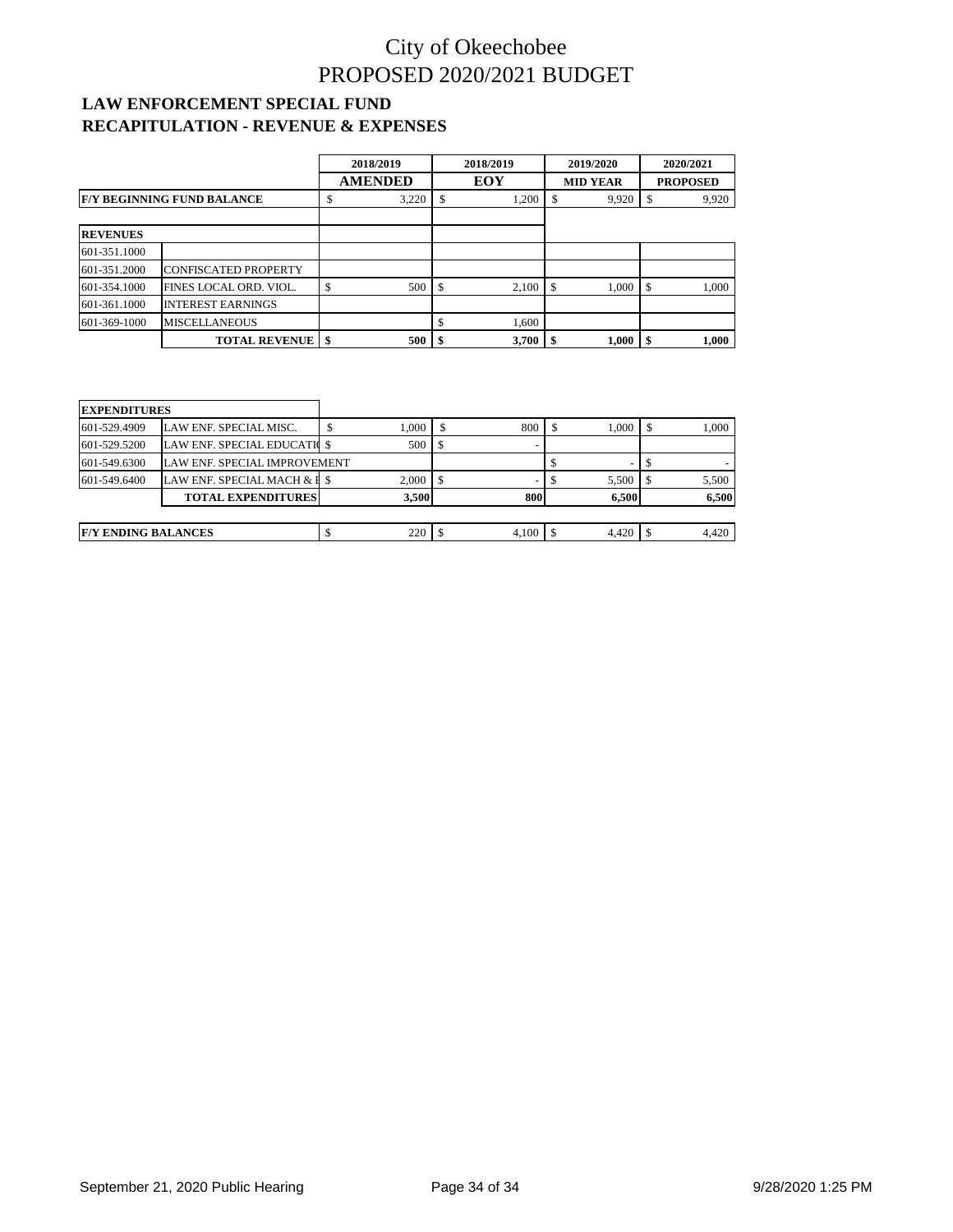# City of Okeechobee
# PROPOSED 2020/2021 BUDGET

**LAW ENFORCEMENT SPECIAL FUND**
**RECAPITULATION - REVENUE & EXPENSES**

| | | 2018/2019 AMENDED | 2018/2019 EOY | 2019/2020 MID YEAR | 2020/2021 PROPOSED |
|---|---|---|---|---|---|
| **F/Y BEGINNING FUND BALANCE** | | $ 3,220 | $ 1,200 | $ 9,920 | $ 9,920 |
| | | | | | |
| **REVENUES** | | | | | |
| 601-351.1000 | | | | | |
| 601-351.2000 | CONFISCATED PROPERTY | | | | |
| 601-354.1000 | FINES LOCAL ORD. VIOL. | $ 500 | $ 2,100 | $ 1,000 | $ 1,000 |
| 601-361.1000 | INTEREST EARNINGS | | | | |
| 601-369-1000 | MISCELLANEOUS | | $ 1,600 | | |
| | **TOTAL REVENUE** | **$ 500** | **$ 3,700** | **$ 1,000** | **$ 1,000** |

| | | | | | |
|---|---|---|---|---|---|
| **EXPENDITURES** | | | | | |
| 601-529.4909 | LAW ENF. SPECIAL MISC. | $ 1,000 | $ 800 | $ 1,000 | $ 1,000 |
| 601-529.5200 | LAW ENF. SPECIAL EDUCATI | $ 500 | $ - | | |
| 601-549.6300 | LAW ENF. SPECIAL IMPROVEMENT | | | $ - | $ - |
| 601-549.6400 | LAW ENF. SPECIAL MACH & E | $ 2,000 | $ - | $ 5,500 | $ 5,500 |
| | **TOTAL EXPENDITURES** | **3,500** | **800** | **6,500** | **6,500** |
| | | | | | |
| **F/Y ENDING BALANCES** | | $ 220 | $ 4,100 | $ 4,420 | $ 4,420 |